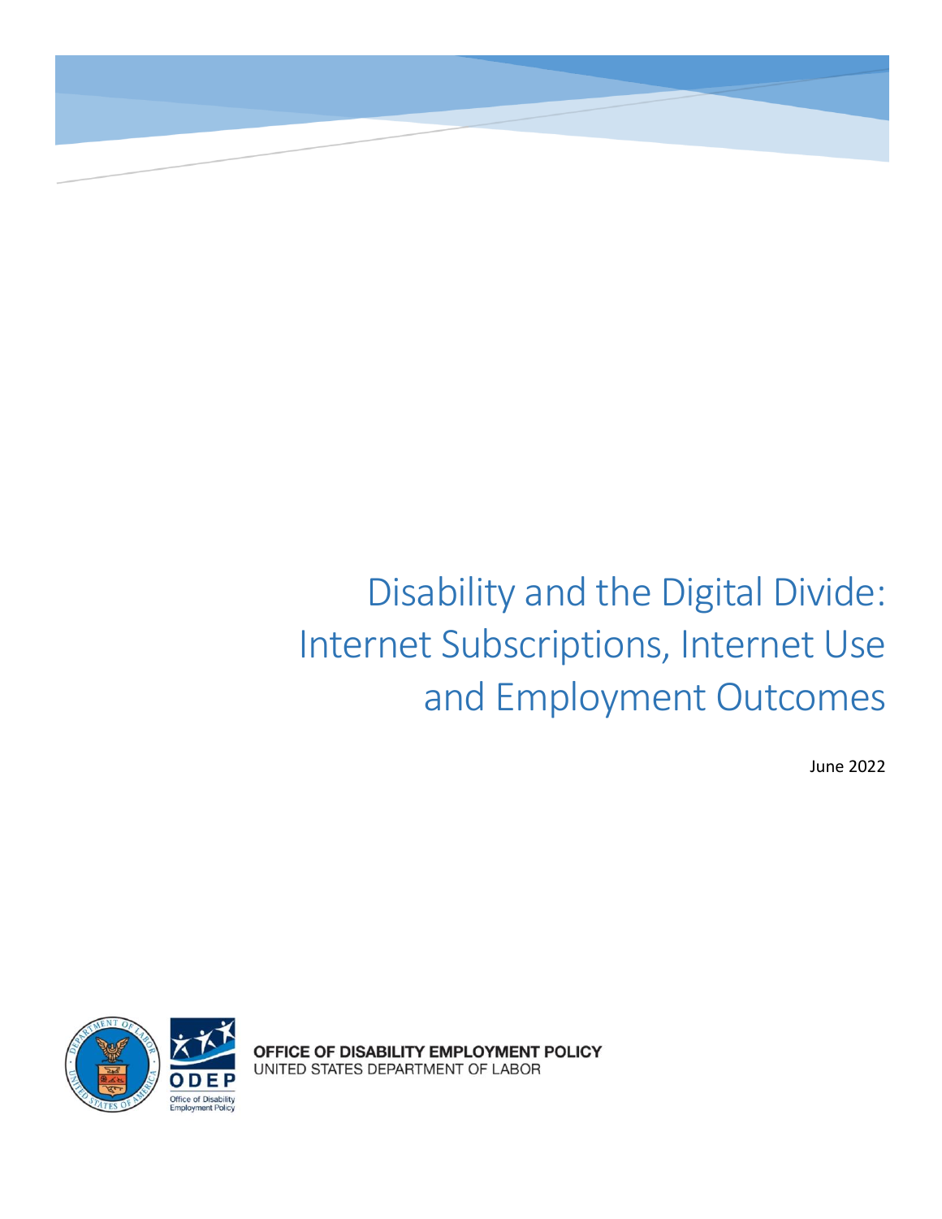# Disability and the Digital Divide: Internet Subscriptions, Internet Use and Employment Outcomes

June 2022

OFFICE OF DISABILITY EMPLOYMENT POLICY
UNITED STATES DEPARTMENT OF LABOR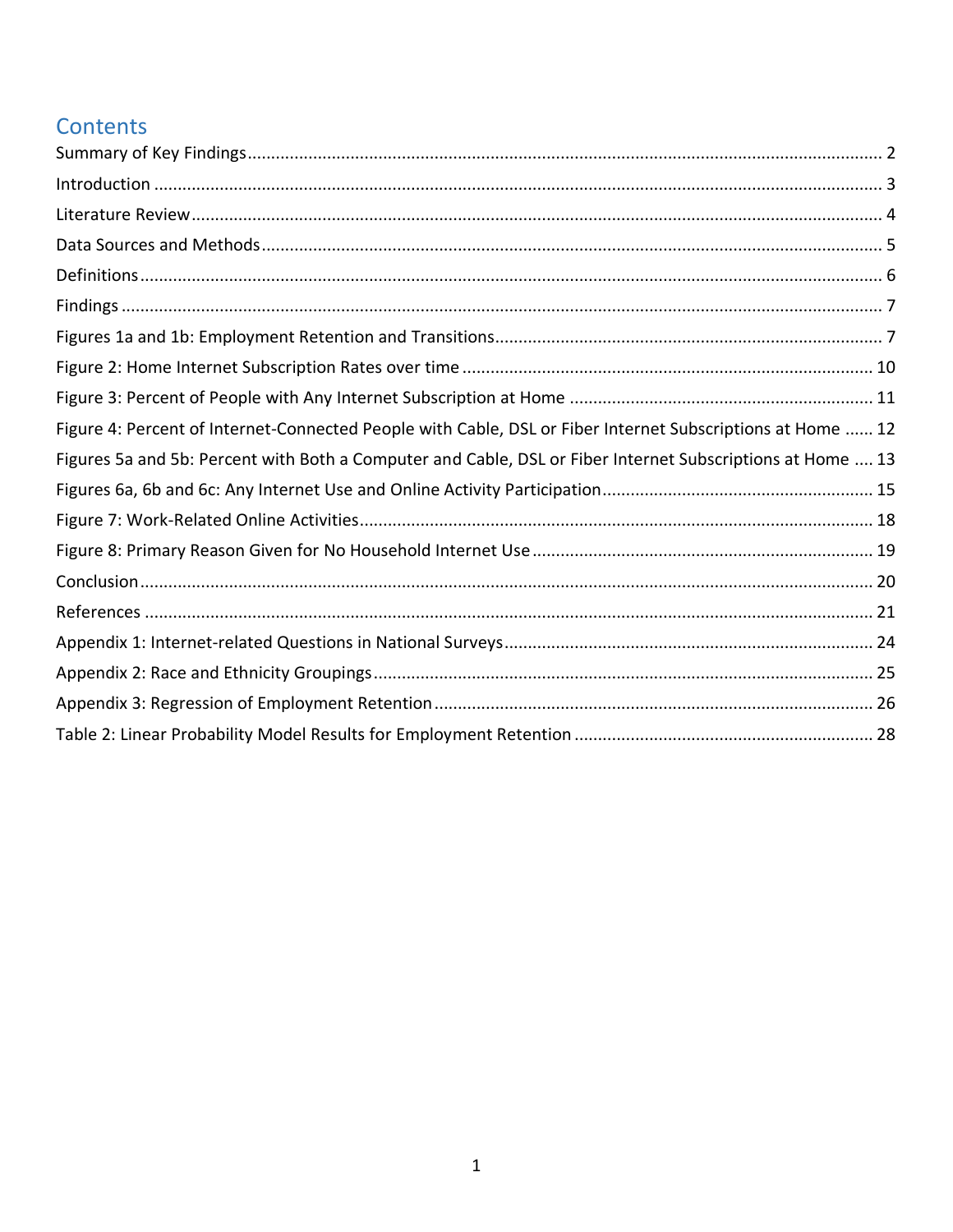## Contents

Summary of Key Findings ........................................................................ 2

Introduction ........................................................................ 3

Literature Review ........................................................................ 4

Data Sources and Methods ........................................................................ 5

Definitions ........................................................................ 6

Findings ........................................................................ 7

Figures 1a and 1b: Employment Retention and Transitions ........................................................................ 7

Figure 2: Home Internet Subscription Rates over time ........................................................................ 10

Figure 3: Percent of People with Any Internet Subscription at Home ........................................................................ 11

Figure 4: Percent of Internet-Connected People with Cable, DSL or Fiber Internet Subscriptions at Home ...... 12

Figures 5a and 5b: Percent with Both a Computer and Cable, DSL or Fiber Internet Subscriptions at Home .... 13

Figures 6a, 6b and 6c: Any Internet Use and Online Activity Participation ........................................................................ 15

Figure 7: Work-Related Online Activities ........................................................................ 18

Figure 8: Primary Reason Given for No Household Internet Use ........................................................................ 19

Conclusion ........................................................................ 20

References ........................................................................ 21

Appendix 1: Internet-related Questions in National Surveys ........................................................................ 24

Appendix 2: Race and Ethnicity Groupings ........................................................................ 25

Appendix 3: Regression of Employment Retention ........................................................................ 26

Table 2: Linear Probability Model Results for Employment Retention ........................................................................ 28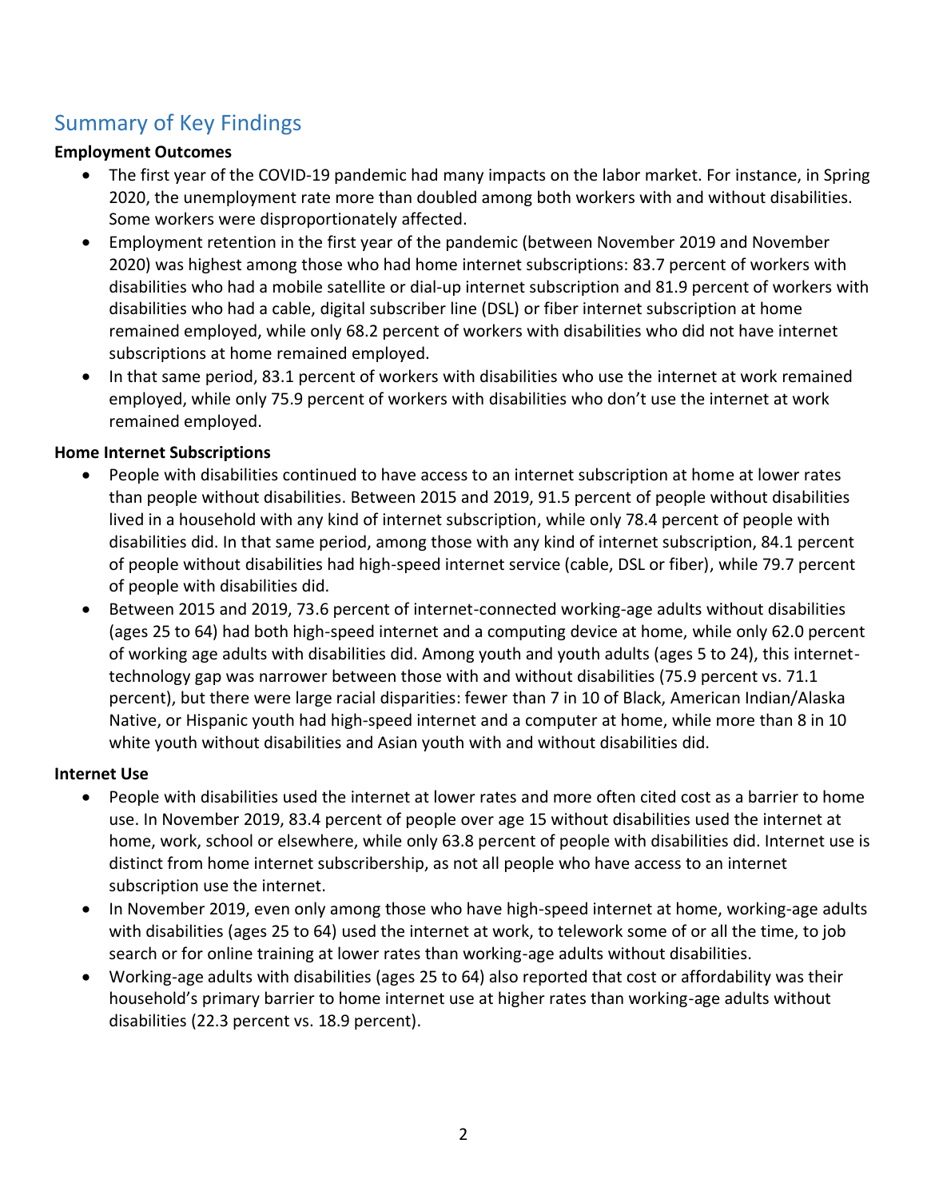## Summary of Key Findings

**Employment Outcomes**

- The first year of the COVID-19 pandemic had many impacts on the labor market. For instance, in Spring 2020, the unemployment rate more than doubled among both workers with and without disabilities. Some workers were disproportionately affected.
- Employment retention in the first year of the pandemic (between November 2019 and November 2020) was highest among those who had home internet subscriptions: 83.7 percent of workers with disabilities who had a mobile satellite or dial-up internet subscription and 81.9 percent of workers with disabilities who had a cable, digital subscriber line (DSL) or fiber internet subscription at home remained employed, while only 68.2 percent of workers with disabilities who did not have internet subscriptions at home remained employed.
- In that same period, 83.1 percent of workers with disabilities who use the internet at work remained employed, while only 75.9 percent of workers with disabilities who don't use the internet at work remained employed.

**Home Internet Subscriptions**

- People with disabilities continued to have access to an internet subscription at home at lower rates than people without disabilities. Between 2015 and 2019, 91.5 percent of people without disabilities lived in a household with any kind of internet subscription, while only 78.4 percent of people with disabilities did. In that same period, among those with any kind of internet subscription, 84.1 percent of people without disabilities had high-speed internet service (cable, DSL or fiber), while 79.7 percent of people with disabilities did.
- Between 2015 and 2019, 73.6 percent of internet-connected working-age adults without disabilities (ages 25 to 64) had both high-speed internet and a computing device at home, while only 62.0 percent of working age adults with disabilities did. Among youth and youth adults (ages 5 to 24), this internet-technology gap was narrower between those with and without disabilities (75.9 percent vs. 71.1 percent), but there were large racial disparities: fewer than 7 in 10 of Black, American Indian/Alaska Native, or Hispanic youth had high-speed internet and a computer at home, while more than 8 in 10 white youth without disabilities and Asian youth with and without disabilities did.

**Internet Use**

- People with disabilities used the internet at lower rates and more often cited cost as a barrier to home use. In November 2019, 83.4 percent of people over age 15 without disabilities used the internet at home, work, school or elsewhere, while only 63.8 percent of people with disabilities did. Internet use is distinct from home internet subscribership, as not all people who have access to an internet subscription use the internet.
- In November 2019, even only among those who have high-speed internet at home, working-age adults with disabilities (ages 25 to 64) used the internet at work, to telework some of or all the time, to job search or for online training at lower rates than working-age adults without disabilities.
- Working-age adults with disabilities (ages 25 to 64) also reported that cost or affordability was their household's primary barrier to home internet use at higher rates than working-age adults without disabilities (22.3 percent vs. 18.9 percent).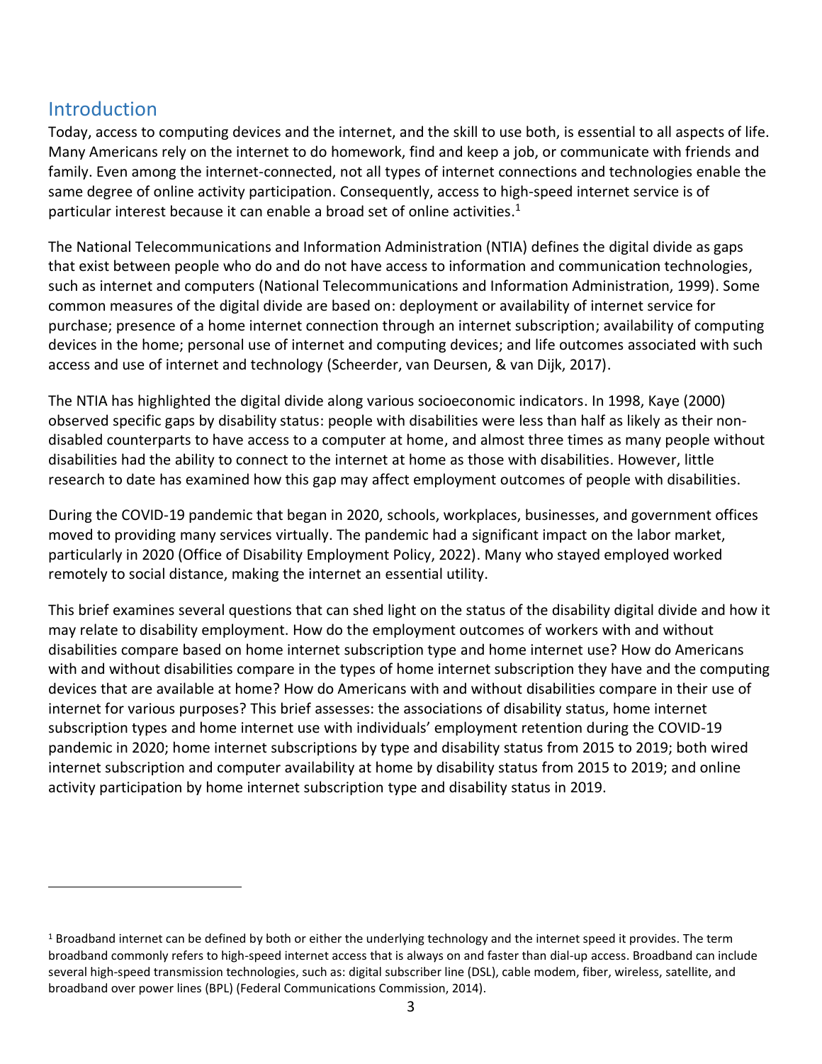## Introduction

Today, access to computing devices and the internet, and the skill to use both, is essential to all aspects of life. Many Americans rely on the internet to do homework, find and keep a job, or communicate with friends and family. Even among the internet-connected, not all types of internet connections and technologies enable the same degree of online activity participation. Consequently, access to high-speed internet service is of particular interest because it can enable a broad set of online activities.[1]

The National Telecommunications and Information Administration (NTIA) defines the digital divide as gaps that exist between people who do and do not have access to information and communication technologies, such as internet and computers (National Telecommunications and Information Administration, 1999). Some common measures of the digital divide are based on: deployment or availability of internet service for purchase; presence of a home internet connection through an internet subscription; availability of computing devices in the home; personal use of internet and computing devices; and life outcomes associated with such access and use of internet and technology (Scheerder, van Deursen, & van Dijk, 2017).

The NTIA has highlighted the digital divide along various socioeconomic indicators. In 1998, Kaye (2000) observed specific gaps by disability status: people with disabilities were less than half as likely as their non-disabled counterparts to have access to a computer at home, and almost three times as many people without disabilities had the ability to connect to the internet at home as those with disabilities. However, little research to date has examined how this gap may affect employment outcomes of people with disabilities.

During the COVID-19 pandemic that began in 2020, schools, workplaces, businesses, and government offices moved to providing many services virtually. The pandemic had a significant impact on the labor market, particularly in 2020 (Office of Disability Employment Policy, 2022). Many who stayed employed worked remotely to social distance, making the internet an essential utility.

This brief examines several questions that can shed light on the status of the disability digital divide and how it may relate to disability employment. How do the employment outcomes of workers with and without disabilities compare based on home internet subscription type and home internet use? How do Americans with and without disabilities compare in the types of home internet subscription they have and the computing devices that are available at home? How do Americans with and without disabilities compare in their use of internet for various purposes? This brief assesses: the associations of disability status, home internet subscription types and home internet use with individuals' employment retention during the COVID-19 pandemic in 2020; home internet subscriptions by type and disability status from 2015 to 2019; both wired internet subscription and computer availability at home by disability status from 2015 to 2019; and online activity participation by home internet subscription type and disability status in 2019.

---

[1] Broadband internet can be defined by both or either the underlying technology and the internet speed it provides. The term broadband commonly refers to high-speed internet access that is always on and faster than dial-up access. Broadband can include several high-speed transmission technologies, such as: digital subscriber line (DSL), cable modem, fiber, wireless, satellite, and broadband over power lines (BPL) (Federal Communications Commission, 2014).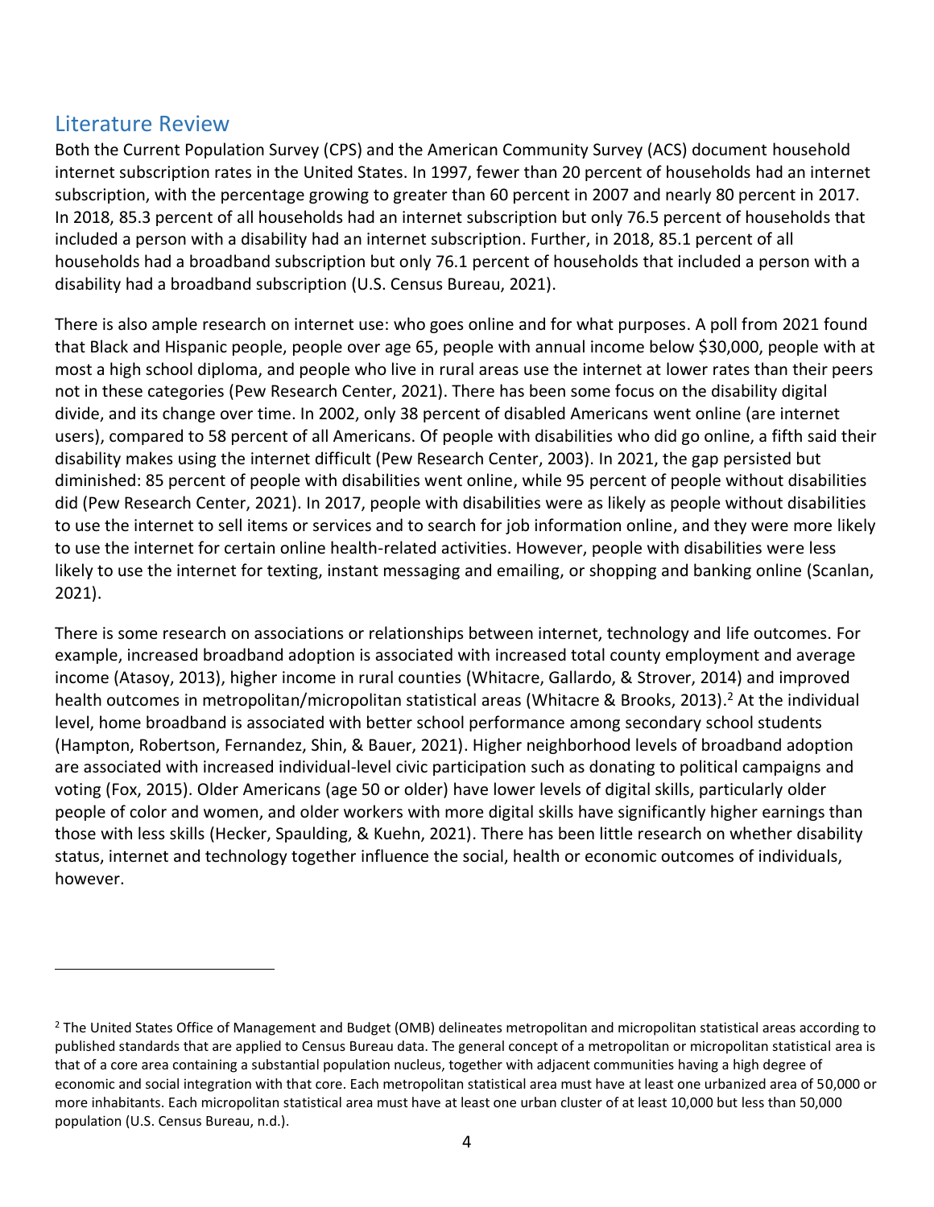## Literature Review

Both the Current Population Survey (CPS) and the American Community Survey (ACS) document household internet subscription rates in the United States. In 1997, fewer than 20 percent of households had an internet subscription, with the percentage growing to greater than 60 percent in 2007 and nearly 80 percent in 2017. In 2018, 85.3 percent of all households had an internet subscription but only 76.5 percent of households that included a person with a disability had an internet subscription. Further, in 2018, 85.1 percent of all households had a broadband subscription but only 76.1 percent of households that included a person with a disability had a broadband subscription (U.S. Census Bureau, 2021).

There is also ample research on internet use: who goes online and for what purposes. A poll from 2021 found that Black and Hispanic people, people over age 65, people with annual income below $30,000, people with at most a high school diploma, and people who live in rural areas use the internet at lower rates than their peers not in these categories (Pew Research Center, 2021). There has been some focus on the disability digital divide, and its change over time. In 2002, only 38 percent of disabled Americans went online (are internet users), compared to 58 percent of all Americans. Of people with disabilities who did go online, a fifth said their disability makes using the internet difficult (Pew Research Center, 2003). In 2021, the gap persisted but diminished: 85 percent of people with disabilities went online, while 95 percent of people without disabilities did (Pew Research Center, 2021). In 2017, people with disabilities were as likely as people without disabilities to use the internet to sell items or services and to search for job information online, and they were more likely to use the internet for certain online health-related activities. However, people with disabilities were less likely to use the internet for texting, instant messaging and emailing, or shopping and banking online (Scanlan, 2021).

There is some research on associations or relationships between internet, technology and life outcomes. For example, increased broadband adoption is associated with increased total county employment and average income (Atasoy, 2013), higher income in rural counties (Whitacre, Gallardo, & Strover, 2014) and improved health outcomes in metropolitan/micropolitan statistical areas (Whitacre & Brooks, 2013).[2] At the individual level, home broadband is associated with better school performance among secondary school students (Hampton, Robertson, Fernandez, Shin, & Bauer, 2021). Higher neighborhood levels of broadband adoption are associated with increased individual-level civic participation such as donating to political campaigns and voting (Fox, 2015). Older Americans (age 50 or older) have lower levels of digital skills, particularly older people of color and women, and older workers with more digital skills have significantly higher earnings than those with less skills (Hecker, Spaulding, & Kuehn, 2021). There has been little research on whether disability status, internet and technology together influence the social, health or economic outcomes of individuals, however.

---

[2] The United States Office of Management and Budget (OMB) delineates metropolitan and micropolitan statistical areas according to published standards that are applied to Census Bureau data. The general concept of a metropolitan or micropolitan statistical area is that of a core area containing a substantial population nucleus, together with adjacent communities having a high degree of economic and social integration with that core. Each metropolitan statistical area must have at least one urbanized area of 50,000 or more inhabitants. Each micropolitan statistical area must have at least one urban cluster of at least 10,000 but less than 50,000 population (U.S. Census Bureau, n.d.).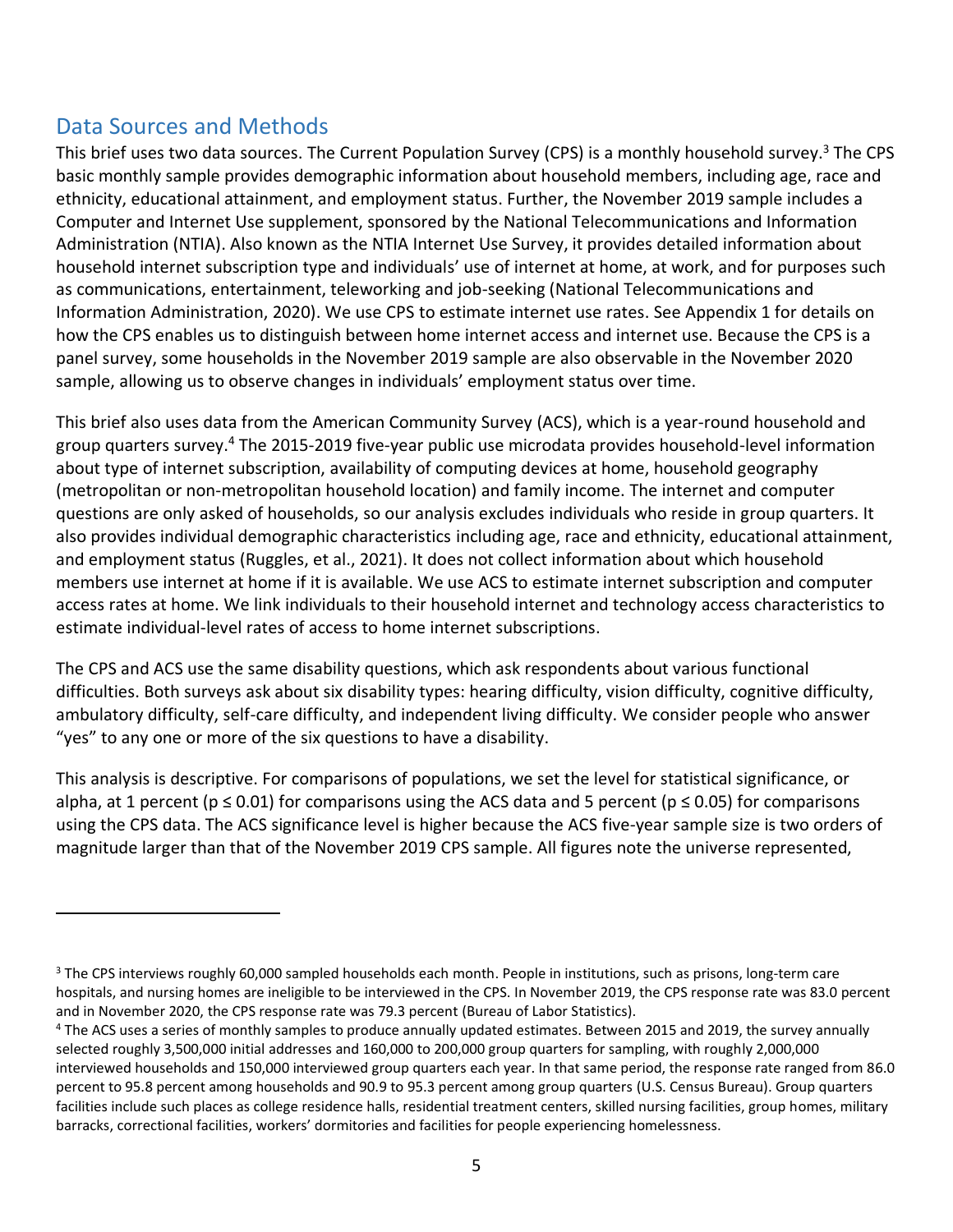## Data Sources and Methods

This brief uses two data sources. The Current Population Survey (CPS) is a monthly household survey.[3] The CPS basic monthly sample provides demographic information about household members, including age, race and ethnicity, educational attainment, and employment status. Further, the November 2019 sample includes a Computer and Internet Use supplement, sponsored by the National Telecommunications and Information Administration (NTIA). Also known as the NTIA Internet Use Survey, it provides detailed information about household internet subscription type and individuals' use of internet at home, at work, and for purposes such as communications, entertainment, teleworking and job-seeking (National Telecommunications and Information Administration, 2020). We use CPS to estimate internet use rates. See Appendix 1 for details on how the CPS enables us to distinguish between home internet access and internet use. Because the CPS is a panel survey, some households in the November 2019 sample are also observable in the November 2020 sample, allowing us to observe changes in individuals' employment status over time.

This brief also uses data from the American Community Survey (ACS), which is a year-round household and group quarters survey.[4] The 2015-2019 five-year public use microdata provides household-level information about type of internet subscription, availability of computing devices at home, household geography (metropolitan or non-metropolitan household location) and family income. The internet and computer questions are only asked of households, so our analysis excludes individuals who reside in group quarters. It also provides individual demographic characteristics including age, race and ethnicity, educational attainment, and employment status (Ruggles, et al., 2021). It does not collect information about which household members use internet at home if it is available. We use ACS to estimate internet subscription and computer access rates at home. We link individuals to their household internet and technology access characteristics to estimate individual-level rates of access to home internet subscriptions.

The CPS and ACS use the same disability questions, which ask respondents about various functional difficulties. Both surveys ask about six disability types: hearing difficulty, vision difficulty, cognitive difficulty, ambulatory difficulty, self-care difficulty, and independent living difficulty. We consider people who answer "yes" to any one or more of the six questions to have a disability.

This analysis is descriptive. For comparisons of populations, we set the level for statistical significance, or alpha, at 1 percent ($p \leq 0.01$) for comparisons using the ACS data and 5 percent ($p \leq 0.05$) for comparisons using the CPS data. The ACS significance level is higher because the ACS five-year sample size is two orders of magnitude larger than that of the November 2019 CPS sample. All figures note the universe represented,

---

[3] The CPS interviews roughly 60,000 sampled households each month. People in institutions, such as prisons, long-term care hospitals, and nursing homes are ineligible to be interviewed in the CPS. In November 2019, the CPS response rate was 83.0 percent and in November 2020, the CPS response rate was 79.3 percent (Bureau of Labor Statistics).

[4] The ACS uses a series of monthly samples to produce annually updated estimates. Between 2015 and 2019, the survey annually selected roughly 3,500,000 initial addresses and 160,000 to 200,000 group quarters for sampling, with roughly 2,000,000 interviewed households and 150,000 interviewed group quarters each year. In that same period, the response rate ranged from 86.0 percent to 95.8 percent among households and 90.9 to 95.3 percent among group quarters (U.S. Census Bureau). Group quarters facilities include such places as college residence halls, residential treatment centers, skilled nursing facilities, group homes, military barracks, correctional facilities, workers' dormitories and facilities for people experiencing homelessness.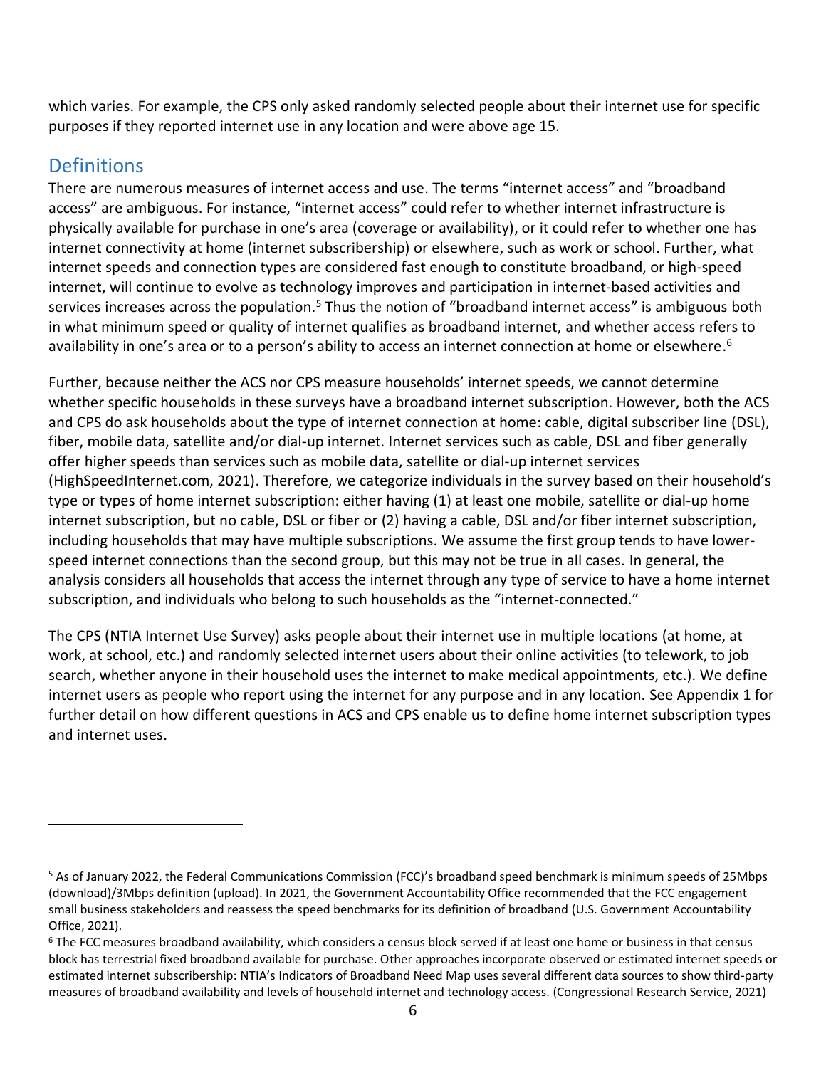which varies. For example, the CPS only asked randomly selected people about their internet use for specific purposes if they reported internet use in any location and were above age 15.

## Definitions

There are numerous measures of internet access and use. The terms "internet access" and "broadband access" are ambiguous. For instance, "internet access" could refer to whether internet infrastructure is physically available for purchase in one's area (coverage or availability), or it could refer to whether one has internet connectivity at home (internet subscribership) or elsewhere, such as work or school. Further, what internet speeds and connection types are considered fast enough to constitute broadband, or high-speed internet, will continue to evolve as technology improves and participation in internet-based activities and services increases across the population.[5] Thus the notion of "broadband internet access" is ambiguous both in what minimum speed or quality of internet qualifies as broadband internet, and whether access refers to availability in one's area or to a person's ability to access an internet connection at home or elsewhere.[6]

Further, because neither the ACS nor CPS measure households' internet speeds, we cannot determine whether specific households in these surveys have a broadband internet subscription. However, both the ACS and CPS do ask households about the type of internet connection at home: cable, digital subscriber line (DSL), fiber, mobile data, satellite and/or dial-up internet. Internet services such as cable, DSL and fiber generally offer higher speeds than services such as mobile data, satellite or dial-up internet services (HighSpeedInternet.com, 2021). Therefore, we categorize individuals in the survey based on their household's type or types of home internet subscription: either having (1) at least one mobile, satellite or dial-up home internet subscription, but no cable, DSL or fiber or (2) having a cable, DSL and/or fiber internet subscription, including households that may have multiple subscriptions. We assume the first group tends to have lower-speed internet connections than the second group, but this may not be true in all cases. In general, the analysis considers all households that access the internet through any type of service to have a home internet subscription, and individuals who belong to such households as the "internet-connected."

The CPS (NTIA Internet Use Survey) asks people about their internet use in multiple locations (at home, at work, at school, etc.) and randomly selected internet users about their online activities (to telework, to job search, whether anyone in their household uses the internet to make medical appointments, etc.). We define internet users as people who report using the internet for any purpose and in any location. See Appendix 1 for further detail on how different questions in ACS and CPS enable us to define home internet subscription types and internet uses.

---

[5] As of January 2022, the Federal Communications Commission (FCC)'s broadband speed benchmark is minimum speeds of 25Mbps (download)/3Mbps definition (upload). In 2021, the Government Accountability Office recommended that the FCC engagement small business stakeholders and reassess the speed benchmarks for its definition of broadband (U.S. Government Accountability Office, 2021).

[6] The FCC measures broadband availability, which considers a census block served if at least one home or business in that census block has terrestrial fixed broadband available for purchase. Other approaches incorporate observed or estimated internet speeds or estimated internet subscribership: NTIA's Indicators of Broadband Need Map uses several different data sources to show third-party measures of broadband availability and levels of household internet and technology access. (Congressional Research Service, 2021)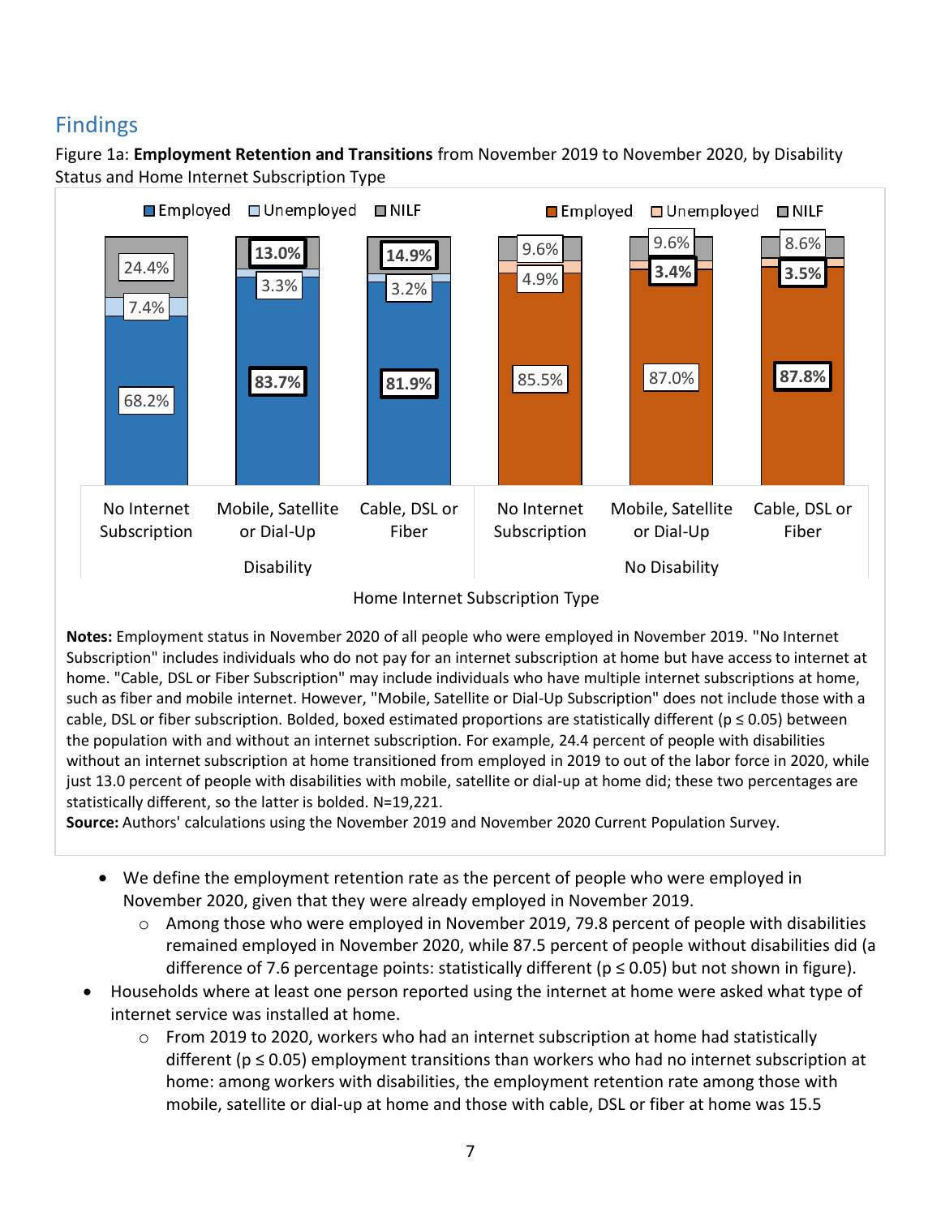## Findings

Figure 1a: **Employment Retention and Transitions** from November 2019 to November 2020, by Disability Status and Home Internet Subscription Type

| Disability Status | Home Internet Subscription Type | Employed | Unemployed | NILF |
|---|---|---|---|---|
| Disability | No Internet Subscription | 68.2% | 7.4% | 24.4% |
| Disability | Mobile, Satellite or Dial-Up | **83.7%** | 3.3% | **13.0%** |
| Disability | Cable, DSL or Fiber | **81.9%** | 3.2% | **14.9%** |
| No Disability | No Internet Subscription | 85.5% | 4.9% | 9.6% |
| No Disability | Mobile, Satellite or Dial-Up | 87.0% | **3.4%** | 9.6% |
| No Disability | Cable, DSL or Fiber | **87.8%** | **3.5%** | 8.6% |

**Notes:** Employment status in November 2020 of all people who were employed in November 2019. "No Internet Subscription" includes individuals who do not pay for an internet subscription at home but have access to internet at home. "Cable, DSL or Fiber Subscription" may include individuals who have multiple internet subscriptions at home, such as fiber and mobile internet. However, "Mobile, Satellite or Dial-Up Subscription" does not include those with a cable, DSL or fiber subscription. Bolded, boxed estimated proportions are statistically different ($p \leq 0.05$) between the population with and without an internet subscription. For example, 24.4 percent of people with disabilities without an internet subscription at home transitioned from employed in 2019 to out of the labor force in 2020, while just 13.0 percent of people with disabilities with mobile, satellite or dial-up at home did; these two percentages are statistically different, so the latter is bolded. N=19,221.
**Source:** Authors' calculations using the November 2019 and November 2020 Current Population Survey.

- We define the employment retention rate as the percent of people who were employed in November 2020, given that they were already employed in November 2019.
  - Among those who were employed in November 2019, 79.8 percent of people with disabilities remained employed in November 2020, while 87.5 percent of people without disabilities did (a difference of 7.6 percentage points: statistically different ($p \leq 0.05$) but not shown in figure).
- Households where at least one person reported using the internet at home were asked what type of internet service was installed at home.
  - From 2019 to 2020, workers who had an internet subscription at home had statistically different ($p \leq 0.05$) employment transitions than workers who had no internet subscription at home: among workers with disabilities, the employment retention rate among those with mobile, satellite or dial-up at home and those with cable, DSL or fiber at home was 15.5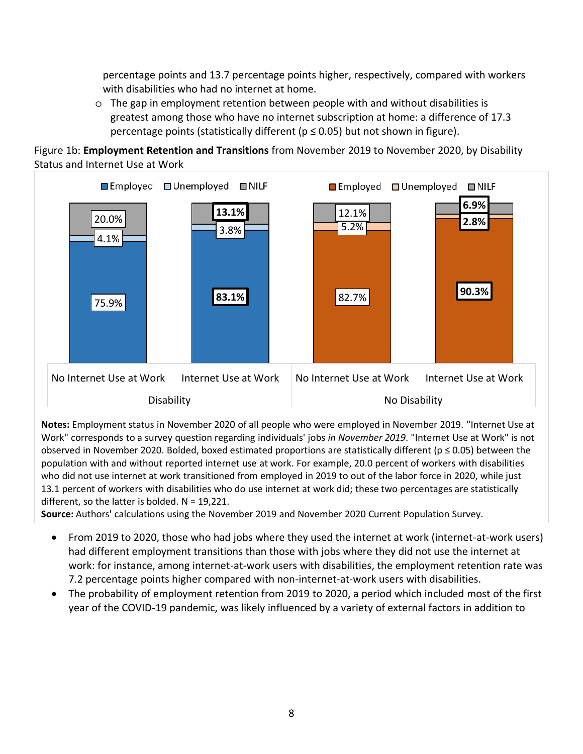percentage points and 13.7 percentage points higher, respectively, compared with workers with disabilities who had no internet at home.

- The gap in employment retention between people with and without disabilities is greatest among those who have no internet subscription at home: a difference of 17.3 percentage points (statistically different ($p \leq 0.05$) but not shown in figure).

Figure 1b: **Employment Retention and Transitions** from November 2019 to November 2020, by Disability Status and Internet Use at Work

| | Disability: No Internet Use at Work | Disability: Internet Use at Work | No Disability: No Internet Use at Work | No Disability: Internet Use at Work |
|---|---|---|---|---|
| Employed | 75.9% | **83.1%** | 82.7% | **90.3%** |
| Unemployed | 4.1% | 3.8% | 5.2% | **2.8%** |
| NILF | 20.0% | **13.1%** | 12.1% | **6.9%** |

**Notes:** Employment status in November 2020 of all people who were employed in November 2019. "Internet Use at Work" corresponds to a survey question regarding individuals' jobs *in November 2019*. "Internet Use at Work" is not observed in November 2020. Bolded, boxed estimated proportions are statistically different ($p \leq 0.05$) between the population with and without reported internet use at work. For example, 20.0 percent of workers with disabilities who did not use internet at work transitioned from employed in 2019 to out of the labor force in 2020, while just 13.1 percent of workers with disabilities who do use internet at work did; these two percentages are statistically different, so the latter is bolded. N = 19,221.

**Source:** Authors' calculations using the November 2019 and November 2020 Current Population Survey.

- From 2019 to 2020, those who had jobs where they used the internet at work (internet-at-work users) had different employment transitions than those with jobs where they did not use the internet at work: for instance, among internet-at-work users with disabilities, the employment retention rate was 7.2 percentage points higher compared with non-internet-at-work users with disabilities.
- The probability of employment retention from 2019 to 2020, a period which included most of the first year of the COVID-19 pandemic, was likely influenced by a variety of external factors in addition to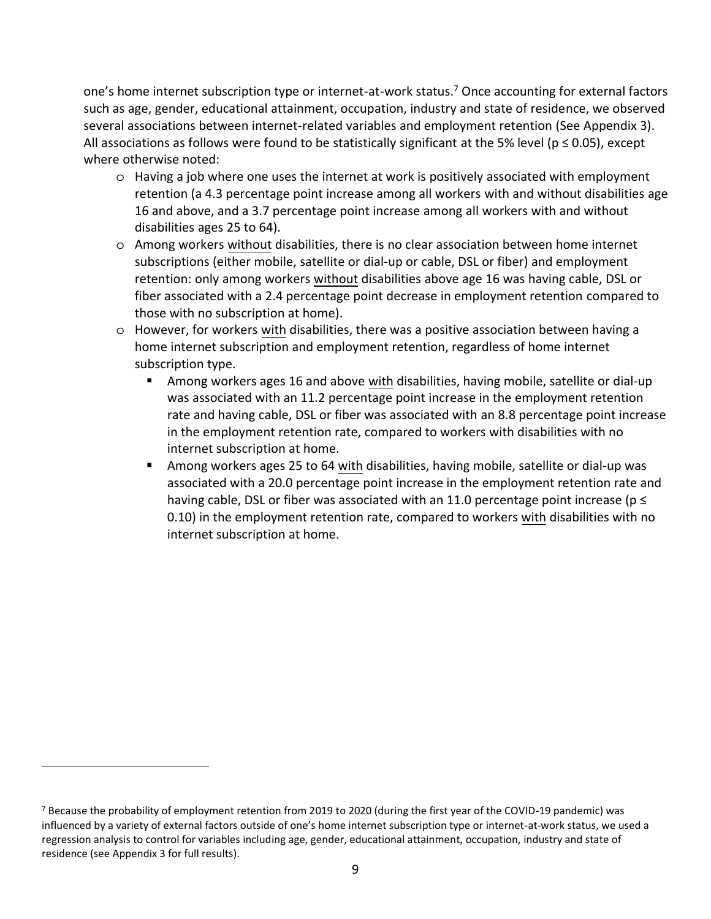one's home internet subscription type or internet-at-work status.[7] Once accounting for external factors such as age, gender, educational attainment, occupation, industry and state of residence, we observed several associations between internet-related variables and employment retention (See Appendix 3). All associations as follows were found to be statistically significant at the 5% level ($p \leq 0.05$), except where otherwise noted:

- Having a job where one uses the internet at work is positively associated with employment retention (a 4.3 percentage point increase among all workers with and without disabilities age 16 and above, and a 3.7 percentage point increase among all workers with and without disabilities ages 25 to 64).
- Among workers <u>without</u> disabilities, there is no clear association between home internet subscriptions (either mobile, satellite or dial-up or cable, DSL or fiber) and employment retention: only among workers <u>without</u> disabilities above age 16 was having cable, DSL or fiber associated with a 2.4 percentage point decrease in employment retention compared to those with no subscription at home).
- However, for workers <u>with</u> disabilities, there was a positive association between having a home internet subscription and employment retention, regardless of home internet subscription type.
  - Among workers ages 16 and above <u>with</u> disabilities, having mobile, satellite or dial-up was associated with an 11.2 percentage point increase in the employment retention rate and having cable, DSL or fiber was associated with an 8.8 percentage point increase in the employment retention rate, compared to workers with disabilities with no internet subscription at home.
  - Among workers ages 25 to 64 <u>with</u> disabilities, having mobile, satellite or dial-up was associated with a 20.0 percentage point increase in the employment retention rate and having cable, DSL or fiber was associated with an 11.0 percentage point increase ($p \leq 0.10$) in the employment retention rate, compared to workers <u>with</u> disabilities with no internet subscription at home.

[7] Because the probability of employment retention from 2019 to 2020 (during the first year of the COVID-19 pandemic) was influenced by a variety of external factors outside of one's home internet subscription type or internet-at-work status, we used a regression analysis to control for variables including age, gender, educational attainment, occupation, industry and state of residence (see Appendix 3 for full results).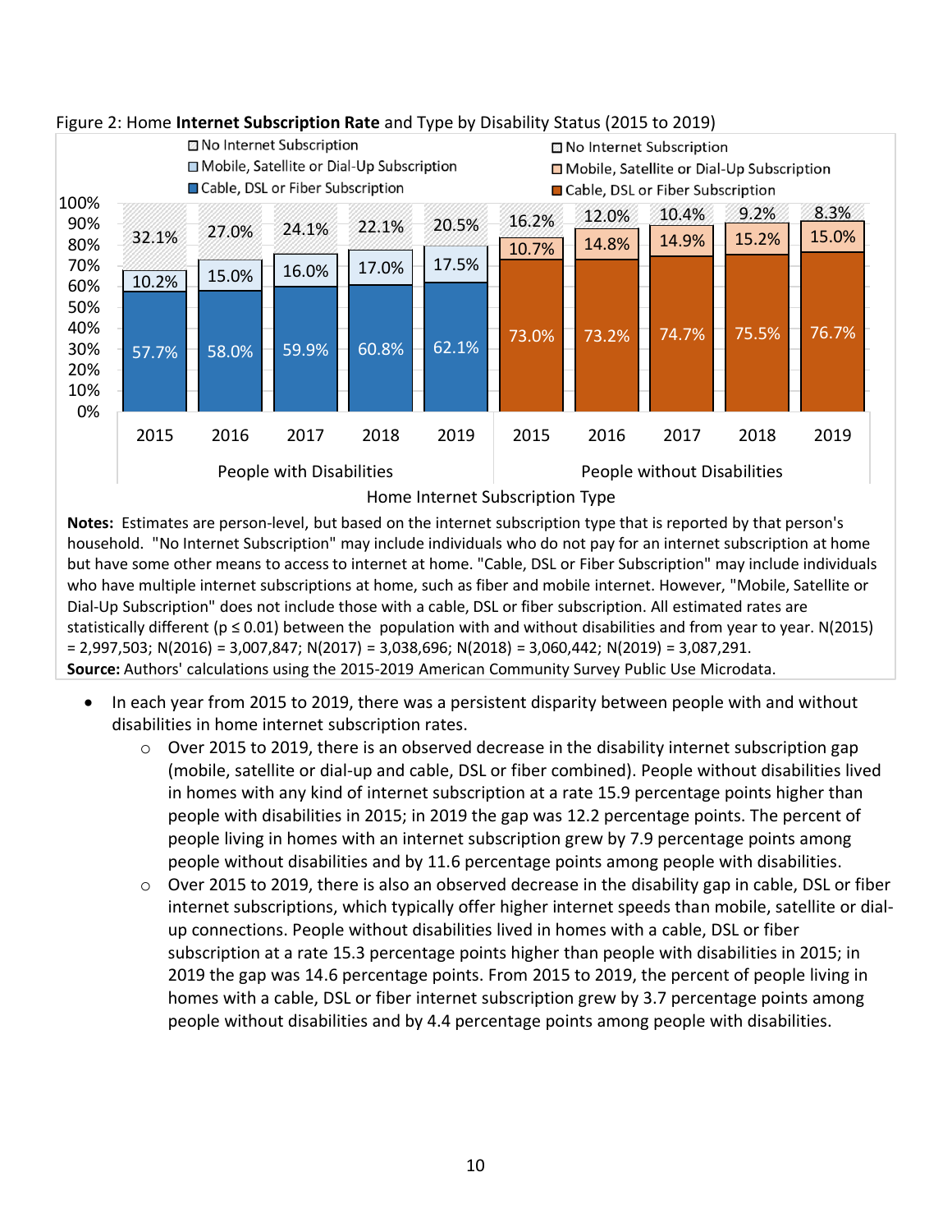Figure 2: Home **Internet Subscription Rate** and Type by Disability Status (2015 to 2019)

| Home Internet Subscription Type | Year | Cable, DSL or Fiber Subscription | Mobile, Satellite or Dial-Up Subscription | No Internet Subscription |
|---|---|---|---|---|
| People with Disabilities | 2015 | 57.7% | 10.2% | 32.1% |
| | 2016 | 58.0% | 15.0% | 27.0% |
| | 2017 | 59.9% | 16.0% | 24.1% |
| | 2018 | 60.8% | 17.0% | 22.1% |
| | 2019 | 62.1% | 17.5% | 20.5% |
| People without Disabilities | 2015 | 73.0% | 10.7% | 16.2% |
| | 2016 | 73.2% | 14.8% | 12.0% |
| | 2017 | 74.7% | 14.9% | 10.4% |
| | 2018 | 75.5% | 15.2% | 9.2% |
| | 2019 | 76.7% | 15.0% | 8.3% |

**Notes:** Estimates are person-level, but based on the internet subscription type that is reported by that person's household. "No Internet Subscription" may include individuals who do not pay for an internet subscription at home but have some other means to access to internet at home. "Cable, DSL or Fiber Subscription" may include individuals who have multiple internet subscriptions at home, such as fiber and mobile internet. However, "Mobile, Satellite or Dial-Up Subscription" does not include those with a cable, DSL or fiber subscription. All estimated rates are statistically different ($p \leq 0.01$) between the population with and without disabilities and from year to year. N(2015) = 2,997,503; N(2016) = 3,007,847; N(2017) = 3,038,696; N(2018) = 3,060,442; N(2019) = 3,087,291.
**Source:** Authors' calculations using the 2015-2019 American Community Survey Public Use Microdata.

- In each year from 2015 to 2019, there was a persistent disparity between people with and without disabilities in home internet subscription rates.
  - Over 2015 to 2019, there is an observed decrease in the disability internet subscription gap (mobile, satellite or dial-up and cable, DSL or fiber combined). People without disabilities lived in homes with any kind of internet subscription at a rate 15.9 percentage points higher than people with disabilities in 2015; in 2019 the gap was 12.2 percentage points. The percent of people living in homes with an internet subscription grew by 7.9 percentage points among people without disabilities and by 11.6 percentage points among people with disabilities.
  - Over 2015 to 2019, there is also an observed decrease in the disability gap in cable, DSL or fiber internet subscriptions, which typically offer higher internet speeds than mobile, satellite or dial-up connections. People without disabilities lived in homes with a cable, DSL or fiber subscription at a rate 15.3 percentage points higher than people with disabilities in 2015; in 2019 the gap was 14.6 percentage points. From 2015 to 2019, the percent of people living in homes with a cable, DSL or fiber internet subscription grew by 3.7 percentage points among people without disabilities and by 4.4 percentage points among people with disabilities.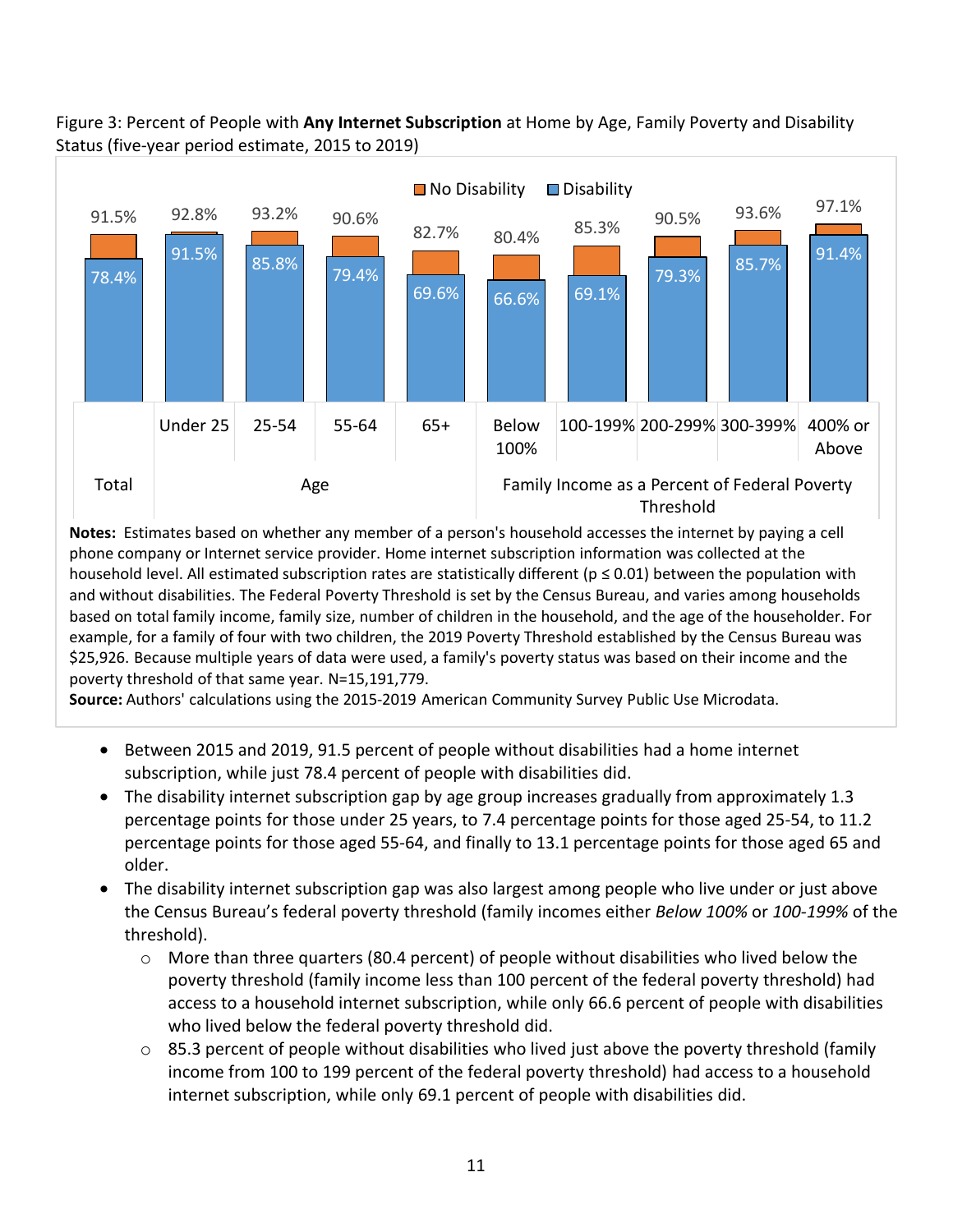Figure 3: Percent of People with **Any Internet Subscription** at Home by Age, Family Poverty and Disability Status (five-year period estimate, 2015 to 2019)

| Group | Category | No Disability | Disability |
|---|---|---|---|
| Total | | 91.5% | 78.4% |
| Age | Under 25 | 92.8% | 91.5% |
| | 25-54 | 93.2% | 85.8% |
| | 55-64 | 90.6% | 79.4% |
| | 65+ | 82.7% | 69.6% |
| Family Income as a Percent of Federal Poverty Threshold | Below 100% | 80.4% | 66.6% |
| | 100-199% | 85.3% | 69.1% |
| | 200-299% | 90.5% | 79.3% |
| | 300-399% | 93.6% | 85.7% |
| | 400% or Above | 97.1% | 91.4% |

**Notes:** Estimates based on whether any member of a person's household accesses the internet by paying a cell phone company or Internet service provider. Home internet subscription information was collected at the household level. All estimated subscription rates are statistically different ($p \leq 0.01$) between the population with and without disabilities. The Federal Poverty Threshold is set by the Census Bureau, and varies among households based on total family income, family size, number of children in the household, and the age of the householder. For example, for a family of four with two children, the 2019 Poverty Threshold established by the Census Bureau was $25,926. Because multiple years of data were used, a family's poverty status was based on their income and the poverty threshold of that same year. N=15,191,779.

**Source:** Authors' calculations using the 2015-2019 American Community Survey Public Use Microdata.

- Between 2015 and 2019, 91.5 percent of people without disabilities had a home internet subscription, while just 78.4 percent of people with disabilities did.
- The disability internet subscription gap by age group increases gradually from approximately 1.3 percentage points for those under 25 years, to 7.4 percentage points for those aged 25-54, to 11.2 percentage points for those aged 55-64, and finally to 13.1 percentage points for those aged 65 and older.
- The disability internet subscription gap was also largest among people who live under or just above the Census Bureau's federal poverty threshold (family incomes either *Below 100%* or *100-199%* of the threshold).
  - More than three quarters (80.4 percent) of people without disabilities who lived below the poverty threshold (family income less than 100 percent of the federal poverty threshold) had access to a household internet subscription, while only 66.6 percent of people with disabilities who lived below the federal poverty threshold did.
  - 85.3 percent of people without disabilities who lived just above the poverty threshold (family income from 100 to 199 percent of the federal poverty threshold) had access to a household internet subscription, while only 69.1 percent of people with disabilities did.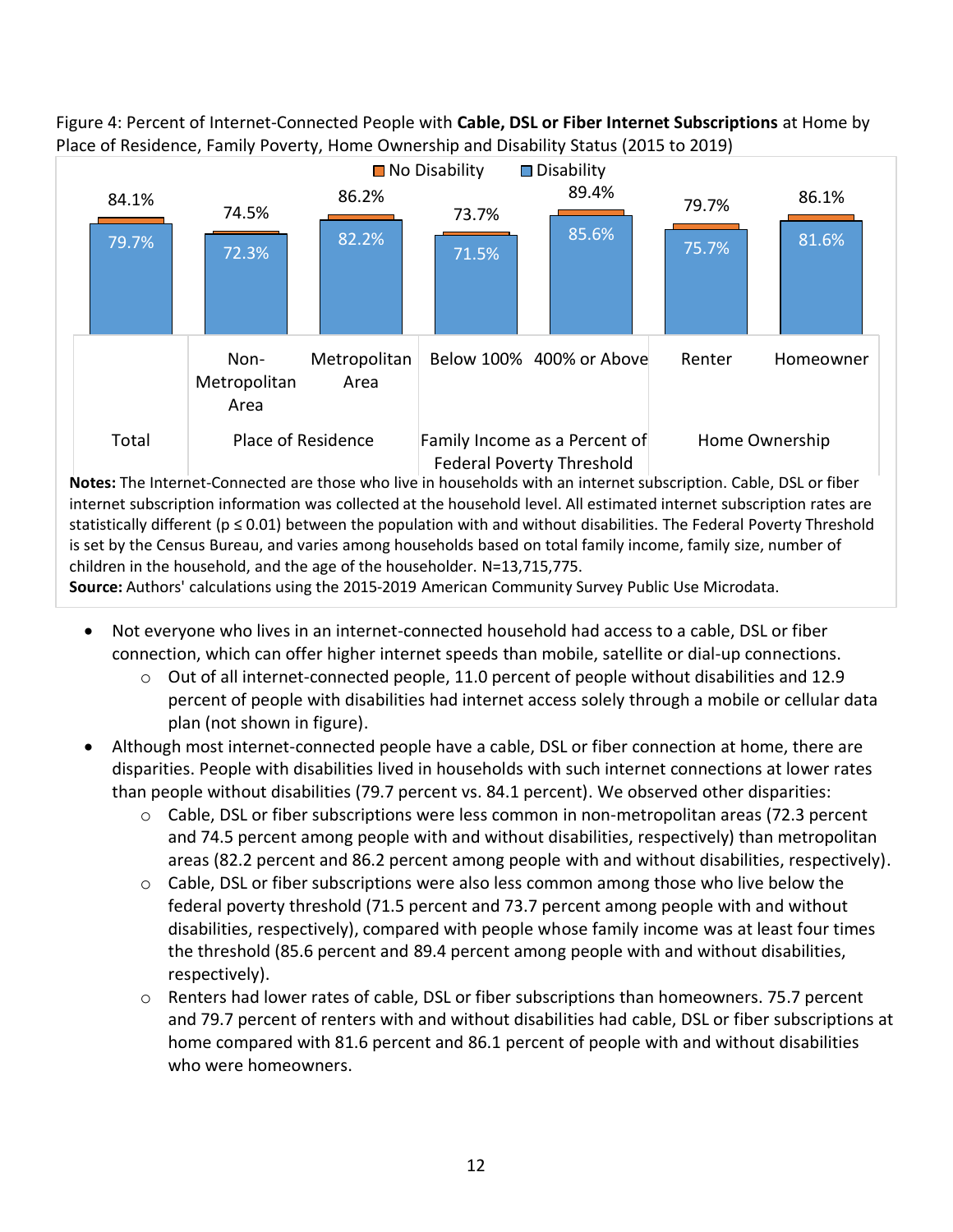Figure 4: Percent of Internet-Connected People with **Cable, DSL or Fiber Internet Subscriptions** at Home by Place of Residence, Family Poverty, Home Ownership and Disability Status (2015 to 2019)

| Group | Category | No Disability | Disability |
|---|---|---|---|
| Total | Total | 84.1% | 79.7% |
| Place of Residence | Non-Metropolitan Area | 74.5% | 72.3% |
| Place of Residence | Metropolitan Area | 86.2% | 82.2% |
| Family Income as a Percent of Federal Poverty Threshold | Below 100% | 73.7% | 71.5% |
| Family Income as a Percent of Federal Poverty Threshold | 400% or Above | 89.4% | 85.6% |
| Home Ownership | Renter | 79.7% | 75.7% |
| Home Ownership | Homeowner | 86.1% | 81.6% |

**Notes:** The Internet-Connected are those who live in households with an internet subscription. Cable, DSL or fiber internet subscription information was collected at the household level. All estimated internet subscription rates are statistically different ($p \leq 0.01$) between the population with and without disabilities. The Federal Poverty Threshold is set by the Census Bureau, and varies among households based on total family income, family size, number of children in the household, and the age of the householder. N=13,715,775.

**Source:** Authors' calculations using the 2015-2019 American Community Survey Public Use Microdata.

- Not everyone who lives in an internet-connected household had access to a cable, DSL or fiber connection, which can offer higher internet speeds than mobile, satellite or dial-up connections.
  - Out of all internet-connected people, 11.0 percent of people without disabilities and 12.9 percent of people with disabilities had internet access solely through a mobile or cellular data plan (not shown in figure).
- Although most internet-connected people have a cable, DSL or fiber connection at home, there are disparities. People with disabilities lived in households with such internet connections at lower rates than people without disabilities (79.7 percent vs. 84.1 percent). We observed other disparities:
  - Cable, DSL or fiber subscriptions were less common in non-metropolitan areas (72.3 percent and 74.5 percent among people with and without disabilities, respectively) than metropolitan areas (82.2 percent and 86.2 percent among people with and without disabilities, respectively).
  - Cable, DSL or fiber subscriptions were also less common among those who live below the federal poverty threshold (71.5 percent and 73.7 percent among people with and without disabilities, respectively), compared with people whose family income was at least four times the threshold (85.6 percent and 89.4 percent among people with and without disabilities, respectively).
  - Renters had lower rates of cable, DSL or fiber subscriptions than homeowners. 75.7 percent and 79.7 percent of renters with and without disabilities had cable, DSL or fiber subscriptions at home compared with 81.6 percent and 86.1 percent of people with and without disabilities who were homeowners.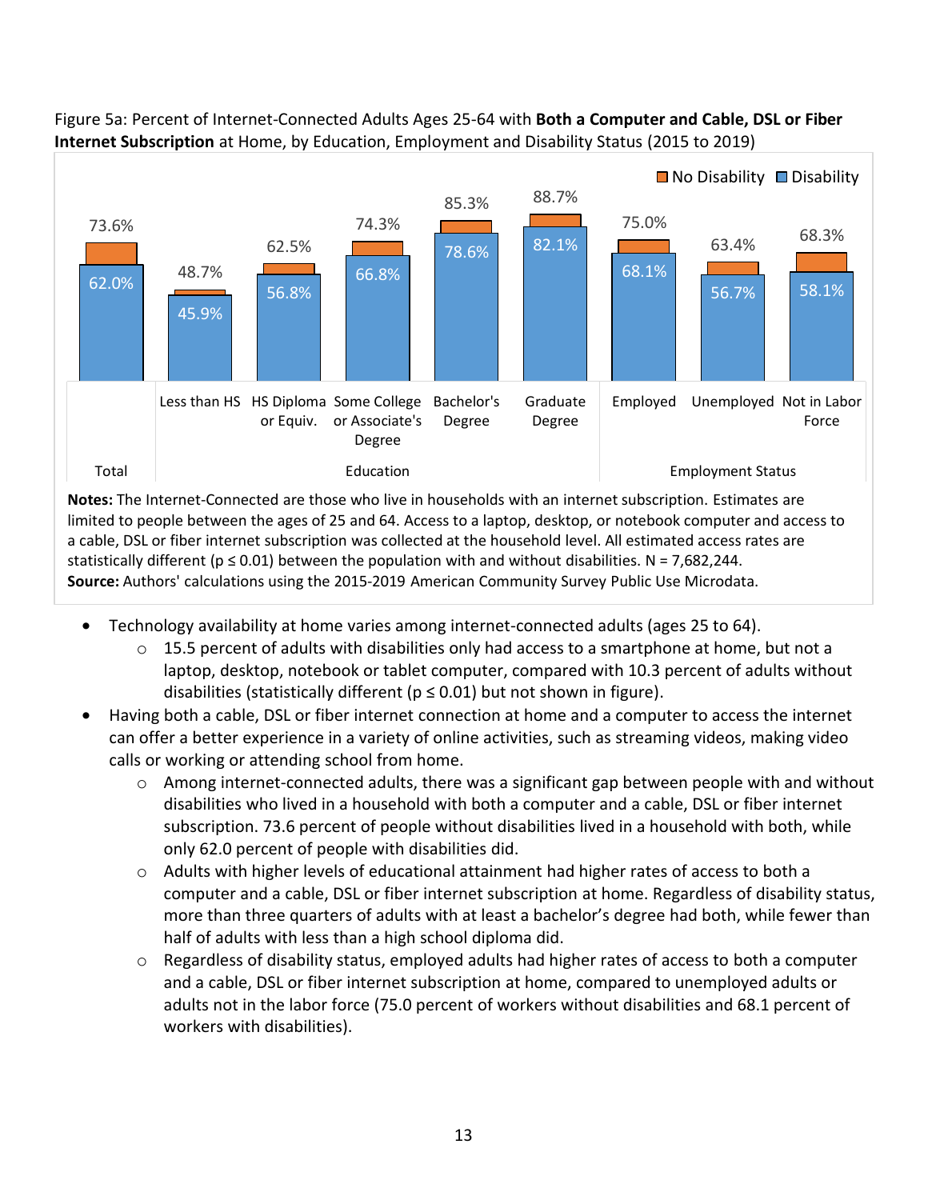Figure 5a: Percent of Internet-Connected Adults Ages 25-64 with **Both a Computer and Cable, DSL or Fiber Internet Subscription** at Home, by Education, Employment and Disability Status (2015 to 2019)

| Group | Category | No Disability | Disability |
|---|---|---|---|
| Total | Total | 73.6% | 62.0% |
| Education | Less than HS | 48.7% | 45.9% |
| Education | HS Diploma or Equiv. | 62.5% | 56.8% |
| Education | Some College or Associate's Degree | 74.3% | 66.8% |
| Education | Bachelor's Degree | 85.3% | 78.6% |
| Education | Graduate Degree | 88.7% | 82.1% |
| Employment Status | Employed | 75.0% | 68.1% |
| Employment Status | Unemployed | 63.4% | 56.7% |
| Employment Status | Not in Labor Force | 68.3% | 58.1% |

**Notes:** The Internet-Connected are those who live in households with an internet subscription. Estimates are limited to people between the ages of 25 and 64. Access to a laptop, desktop, or notebook computer and access to a cable, DSL or fiber internet subscription was collected at the household level. All estimated access rates are statistically different ($p \leq 0.01$) between the population with and without disabilities. N = 7,682,244.
**Source:** Authors' calculations using the 2015-2019 American Community Survey Public Use Microdata.

- Technology availability at home varies among internet-connected adults (ages 25 to 64).
  - 15.5 percent of adults with disabilities only had access to a smartphone at home, but not a laptop, desktop, notebook or tablet computer, compared with 10.3 percent of adults without disabilities (statistically different ($p \leq 0.01$) but not shown in figure).
- Having both a cable, DSL or fiber internet connection at home and a computer to access the internet can offer a better experience in a variety of online activities, such as streaming videos, making video calls or working or attending school from home.
  - Among internet-connected adults, there was a significant gap between people with and without disabilities who lived in a household with both a computer and a cable, DSL or fiber internet subscription. 73.6 percent of people without disabilities lived in a household with both, while only 62.0 percent of people with disabilities did.
  - Adults with higher levels of educational attainment had higher rates of access to both a computer and a cable, DSL or fiber internet subscription at home. Regardless of disability status, more than three quarters of adults with at least a bachelor's degree had both, while fewer than half of adults with less than a high school diploma did.
  - Regardless of disability status, employed adults had higher rates of access to both a computer and a cable, DSL or fiber internet subscription at home, compared to unemployed adults or adults not in the labor force (75.0 percent of workers without disabilities and 68.1 percent of workers with disabilities).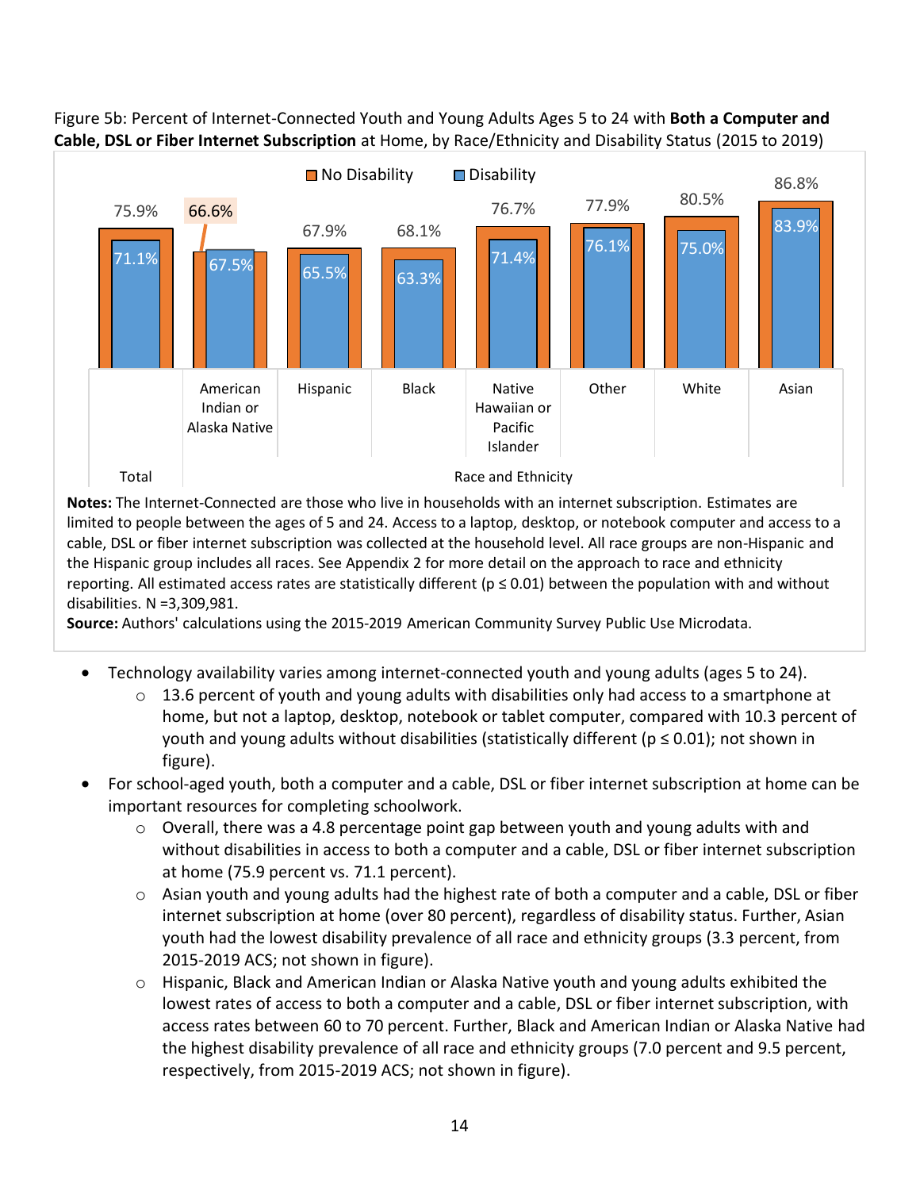Figure 5b: Percent of Internet-Connected Youth and Young Adults Ages 5 to 24 with **Both a Computer and Cable, DSL or Fiber Internet Subscription** at Home, by Race/Ethnicity and Disability Status (2015 to 2019)

| | No Disability | Disability |
|---|---|---|
| Total | 75.9% | 71.1% |
| American Indian or Alaska Native | 66.6% | 67.5% |
| Hispanic | 67.9% | 65.5% |
| Black | 68.1% | 63.3% |
| Native Hawaiian or Pacific Islander | 76.7% | 71.4% |
| Other | 77.9% | 76.1% |
| White | 80.5% | 75.0% |
| Asian | 86.8% | 83.9% |

**Notes:** The Internet-Connected are those who live in households with an internet subscription. Estimates are limited to people between the ages of 5 and 24. Access to a laptop, desktop, or notebook computer and access to a cable, DSL or fiber internet subscription was collected at the household level. All race groups are non-Hispanic and the Hispanic group includes all races. See Appendix 2 for more detail on the approach to race and ethnicity reporting. All estimated access rates are statistically different ($p \leq 0.01$) between the population with and without disabilities. N =3,309,981.
**Source:** Authors' calculations using the 2015-2019 American Community Survey Public Use Microdata.

- Technology availability varies among internet-connected youth and young adults (ages 5 to 24).
  - 13.6 percent of youth and young adults with disabilities only had access to a smartphone at home, but not a laptop, desktop, notebook or tablet computer, compared with 10.3 percent of youth and young adults without disabilities (statistically different ($p \leq 0.01$); not shown in figure).
- For school-aged youth, both a computer and a cable, DSL or fiber internet subscription at home can be important resources for completing schoolwork.
  - Overall, there was a 4.8 percentage point gap between youth and young adults with and without disabilities in access to both a computer and a cable, DSL or fiber internet subscription at home (75.9 percent vs. 71.1 percent).
  - Asian youth and young adults had the highest rate of both a computer and a cable, DSL or fiber internet subscription at home (over 80 percent), regardless of disability status. Further, Asian youth had the lowest disability prevalence of all race and ethnicity groups (3.3 percent, from 2015-2019 ACS; not shown in figure).
  - Hispanic, Black and American Indian or Alaska Native youth and young adults exhibited the lowest rates of access to both a computer and a cable, DSL or fiber internet subscription, with access rates between 60 to 70 percent. Further, Black and American Indian or Alaska Native had the highest disability prevalence of all race and ethnicity groups (7.0 percent and 9.5 percent, respectively, from 2015-2019 ACS; not shown in figure).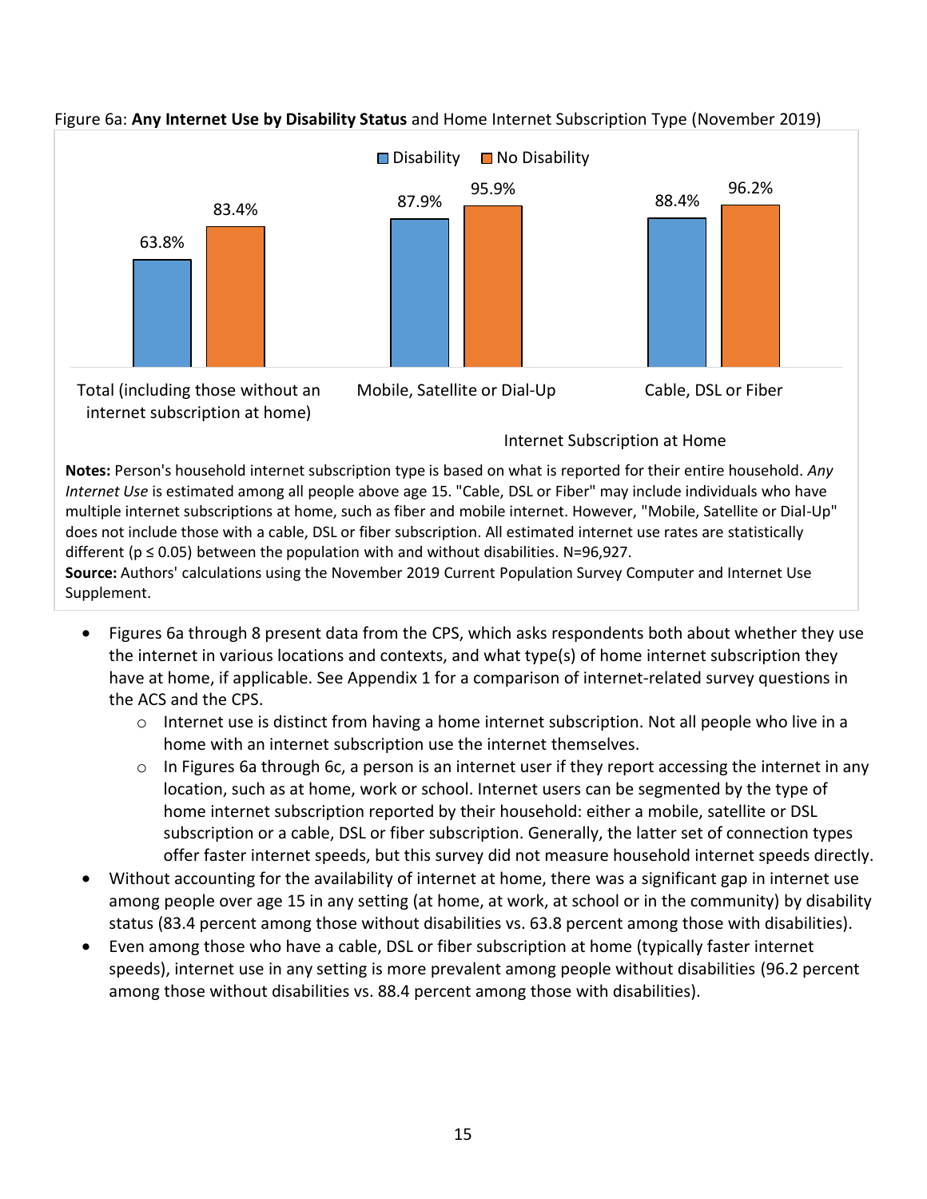Figure 6a: **Any Internet Use by Disability Status** and Home Internet Subscription Type (November 2019)

| Internet Subscription at Home | Disability | No Disability |
|---|---|---|
| Total (including those without an internet subscription at home) | 63.8% | 83.4% |
| Mobile, Satellite or Dial-Up | 87.9% | 95.9% |
| Cable, DSL or Fiber | 88.4% | 96.2% |

**Notes:** Person's household internet subscription type is based on what is reported for their entire household. *Any Internet Use* is estimated among all people above age 15. "Cable, DSL or Fiber" may include individuals who have multiple internet subscriptions at home, such as fiber and mobile internet. However, "Mobile, Satellite or Dial-Up" does not include those with a cable, DSL or fiber subscription. All estimated internet use rates are statistically different ($p \leq 0.05$) between the population with and without disabilities. N=96,927.
**Source:** Authors' calculations using the November 2019 Current Population Survey Computer and Internet Use Supplement.

- Figures 6a through 8 present data from the CPS, which asks respondents both about whether they use the internet in various locations and contexts, and what type(s) of home internet subscription they have at home, if applicable. See Appendix 1 for a comparison of internet-related survey questions in the ACS and the CPS.
  - Internet use is distinct from having a home internet subscription. Not all people who live in a home with an internet subscription use the internet themselves.
  - In Figures 6a through 6c, a person is an internet user if they report accessing the internet in any location, such as at home, work or school. Internet users can be segmented by the type of home internet subscription reported by their household: either a mobile, satellite or DSL subscription or a cable, DSL or fiber subscription. Generally, the latter set of connection types offer faster internet speeds, but this survey did not measure household internet speeds directly.
- Without accounting for the availability of internet at home, there was a significant gap in internet use among people over age 15 in any setting (at home, at work, at school or in the community) by disability status (83.4 percent among those without disabilities vs. 63.8 percent among those with disabilities).
- Even among those who have a cable, DSL or fiber subscription at home (typically faster internet speeds), internet use in any setting is more prevalent among people without disabilities (96.2 percent among those without disabilities vs. 88.4 percent among those with disabilities).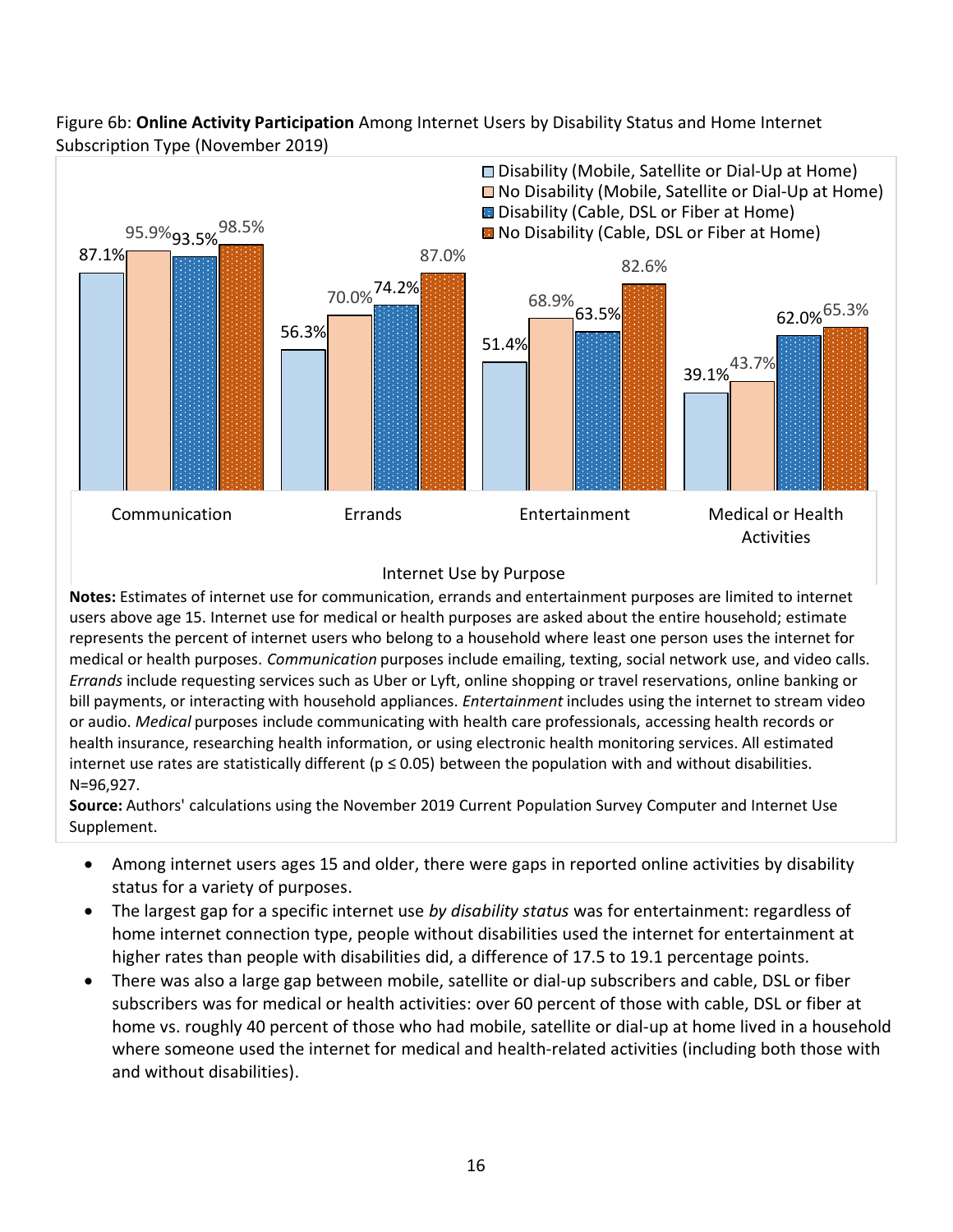Figure 6b: **Online Activity Participation** Among Internet Users by Disability Status and Home Internet Subscription Type (November 2019)

| Internet Use by Purpose | Disability (Mobile, Satellite or Dial-Up at Home) | No Disability (Mobile, Satellite or Dial-Up at Home) | Disability (Cable, DSL or Fiber at Home) | No Disability (Cable, DSL or Fiber at Home) |
|---|---|---|---|---|
| Communication | 87.1% | 95.9% | 93.5% | 98.5% |
| Errands | 56.3% | 70.0% | 74.2% | 87.0% |
| Entertainment | 51.4% | 68.9% | 63.5% | 82.6% |
| Medical or Health Activities | 39.1% | 43.7% | 62.0% | 65.3% |

**Notes:** Estimates of internet use for communication, errands and entertainment purposes are limited to internet users above age 15. Internet use for medical or health purposes are asked about the entire household; estimate represents the percent of internet users who belong to a household where least one person uses the internet for medical or health purposes. *Communication* purposes include emailing, texting, social network use, and video calls. *Errands* include requesting services such as Uber or Lyft, online shopping or travel reservations, online banking or bill payments, or interacting with household appliances. *Entertainment* includes using the internet to stream video or audio. *Medical* purposes include communicating with health care professionals, accessing health records or health insurance, researching health information, or using electronic health monitoring services. All estimated internet use rates are statistically different ($p \leq 0.05$) between the population with and without disabilities. N=96,927.

**Source:** Authors' calculations using the November 2019 Current Population Survey Computer and Internet Use Supplement.

- Among internet users ages 15 and older, there were gaps in reported online activities by disability status for a variety of purposes.
- The largest gap for a specific internet use *by disability status* was for entertainment: regardless of home internet connection type, people without disabilities used the internet for entertainment at higher rates than people with disabilities did, a difference of 17.5 to 19.1 percentage points.
- There was also a large gap between mobile, satellite or dial-up subscribers and cable, DSL or fiber subscribers was for medical or health activities: over 60 percent of those with cable, DSL or fiber at home vs. roughly 40 percent of those who had mobile, satellite or dial-up at home lived in a household where someone used the internet for medical and health-related activities (including both those with and without disabilities).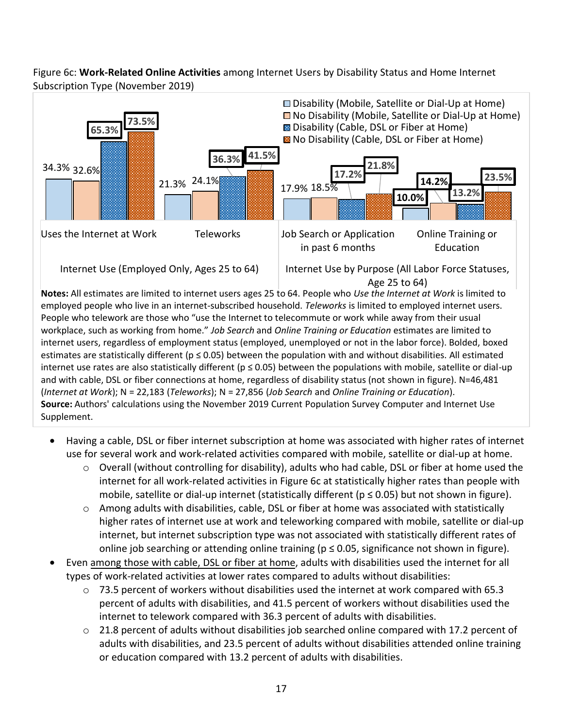Figure 6c: **Work-Related Online Activities** among Internet Users by Disability Status and Home Internet Subscription Type (November 2019)

| | Disability (Mobile, Satellite or Dial-Up at Home) | No Disability (Mobile, Satellite or Dial-Up at Home) | Disability (Cable, DSL or Fiber at Home) | No Disability (Cable, DSL or Fiber at Home) |
|---|---|---|---|---|
| **Internet Use (Employed Only, Ages 25 to 64)** | | | | |
| Uses the Internet at Work | 34.3% | 32.6% | **65.3%** | **73.5%** |
| Teleworks | 21.3% | 24.1% | **36.3%** | **41.5%** |
| **Internet Use by Purpose (All Labor Force Statuses, Age 25 to 64)** | | | | |
| Job Search or Application in past 6 months | 17.9% | 18.5% | **17.2%** | **21.8%** |
| Online Training or Education | **10.0%** | **14.2%** | **13.2%** | **23.5%** |

**Notes:** All estimates are limited to internet users ages 25 to 64. People who *Use the Internet at Work* is limited to employed people who live in an internet-subscribed household. *Teleworks* is limited to employed internet users. People who telework are those who "use the Internet to telecommute or work while away from their usual workplace, such as working from home." *Job Search* and *Online Training or Education* estimates are limited to internet users, regardless of employment status (employed, unemployed or not in the labor force). Bolded, boxed estimates are statistically different ($p \leq 0.05$) between the population with and without disabilities. All estimated internet use rates are also statistically different ($p \leq 0.05$) between the populations with mobile, satellite or dial-up and with cable, DSL or fiber connections at home, regardless of disability status (not shown in figure). N=46,481 (*Internet at Work*); N = 22,183 (*Teleworks*); N = 27,856 (*Job Search* and *Online Training or Education*).
**Source:** Authors' calculations using the November 2019 Current Population Survey Computer and Internet Use Supplement.

- Having a cable, DSL or fiber internet subscription at home was associated with higher rates of internet use for several work and work-related activities compared with mobile, satellite or dial-up at home.
  - Overall (without controlling for disability), adults who had cable, DSL or fiber at home used the internet for all work-related activities in Figure 6c at statistically higher rates than people with mobile, satellite or dial-up internet (statistically different ($p \leq 0.05$) but not shown in figure).
  - Among adults with disabilities, cable, DSL or fiber at home was associated with statistically higher rates of internet use at work and teleworking compared with mobile, satellite or dial-up internet, but internet subscription type was not associated with statistically different rates of online job searching or attending online training ($p \leq 0.05$, significance not shown in figure).
- Even among those with cable, DSL or fiber at home, adults with disabilities used the internet for all types of work-related activities at lower rates compared to adults without disabilities:
  - 73.5 percent of workers without disabilities used the internet at work compared with 65.3 percent of adults with disabilities, and 41.5 percent of workers without disabilities used the internet to telework compared with 36.3 percent of adults with disabilities.
  - 21.8 percent of adults without disabilities job searched online compared with 17.2 percent of adults with disabilities, and 23.5 percent of adults without disabilities attended online training or education compared with 13.2 percent of adults with disabilities.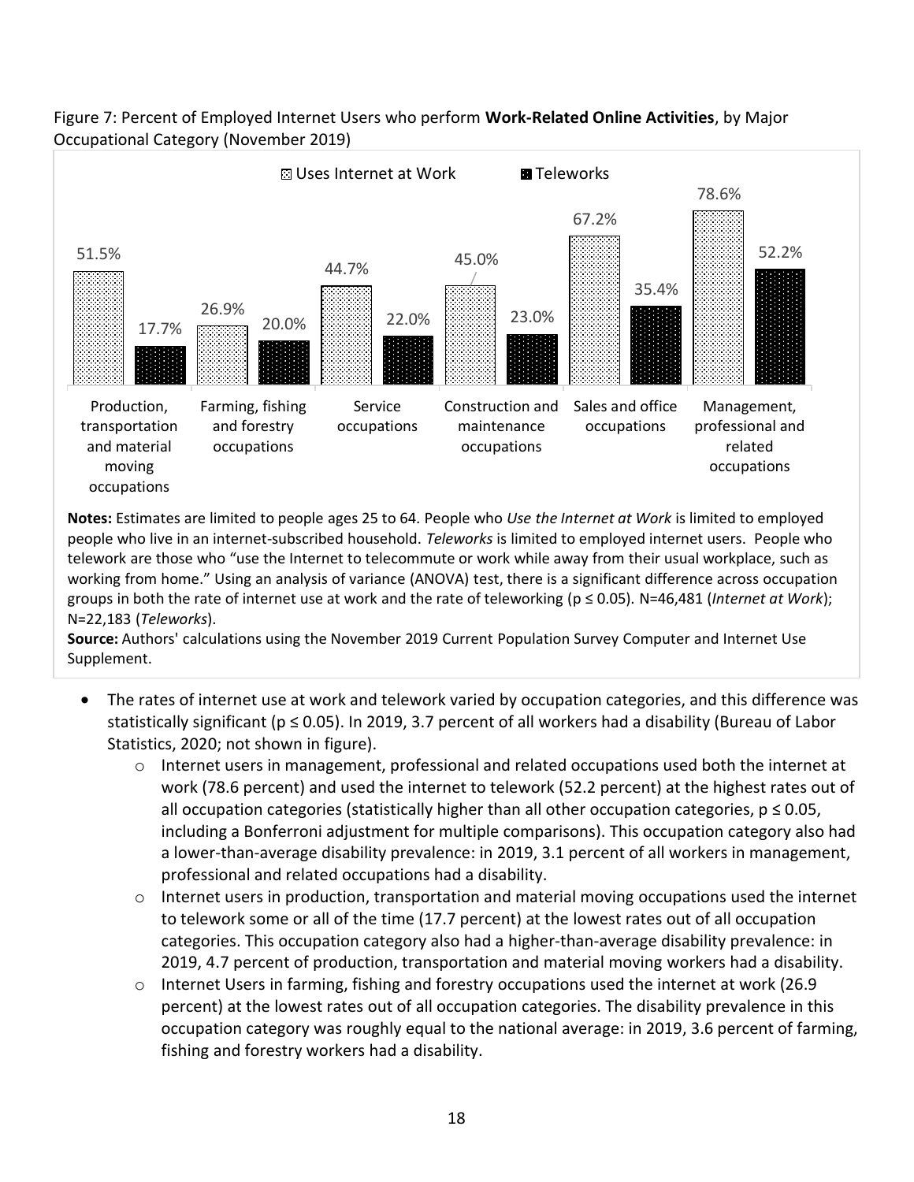Figure 7: Percent of Employed Internet Users who perform **Work-Related Online Activities**, by Major Occupational Category (November 2019)

| Occupational Category | Uses Internet at Work | Teleworks |
|---|---|---|
| Production, transportation and material moving occupations | 51.5% | 17.7% |
| Farming, fishing and forestry occupations | 26.9% | 20.0% |
| Service occupations | 44.7% | 22.0% |
| Construction and maintenance occupations | 45.0% | 23.0% |
| Sales and office occupations | 67.2% | 35.4% |
| Management, professional and related occupations | 78.6% | 52.2% |

**Notes:** Estimates are limited to people ages 25 to 64. People who *Use the Internet at Work* is limited to employed people who live in an internet-subscribed household. *Teleworks* is limited to employed internet users. People who telework are those who "use the Internet to telecommute or work while away from their usual workplace, such as working from home." Using an analysis of variance (ANOVA) test, there is a significant difference across occupation groups in both the rate of internet use at work and the rate of teleworking ($p \leq 0.05$). N=46,481 (*Internet at Work*); N=22,183 (*Teleworks*).

**Source:** Authors' calculations using the November 2019 Current Population Survey Computer and Internet Use Supplement.

- The rates of internet use at work and telework varied by occupation categories, and this difference was statistically significant ($p \leq 0.05$). In 2019, 3.7 percent of all workers had a disability (Bureau of Labor Statistics, 2020; not shown in figure).
  - Internet users in management, professional and related occupations used both the internet at work (78.6 percent) and used the internet to telework (52.2 percent) at the highest rates out of all occupation categories (statistically higher than all other occupation categories, $p \leq 0.05$, including a Bonferroni adjustment for multiple comparisons). This occupation category also had a lower-than-average disability prevalence: in 2019, 3.1 percent of all workers in management, professional and related occupations had a disability.
  - Internet users in production, transportation and material moving occupations used the internet to telework some or all of the time (17.7 percent) at the lowest rates out of all occupation categories. This occupation category also had a higher-than-average disability prevalence: in 2019, 4.7 percent of production, transportation and material moving workers had a disability.
  - Internet Users in farming, fishing and forestry occupations used the internet at work (26.9 percent) at the lowest rates out of all occupation categories. The disability prevalence in this occupation category was roughly equal to the national average: in 2019, 3.6 percent of farming, fishing and forestry workers had a disability.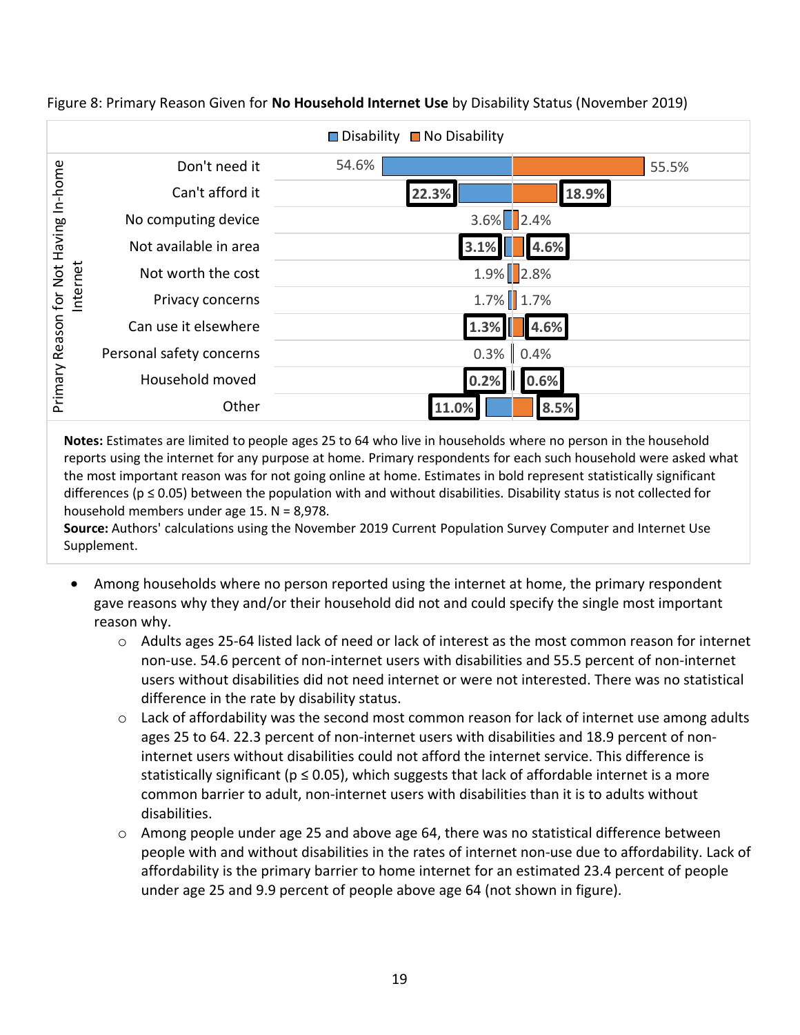Figure 8: Primary Reason Given for **No Household Internet Use** by Disability Status (November 2019)

| Primary Reason for Not Having In-home Internet | Disability | No Disability |
|---|---|---|
| Don't need it | 54.6% | 55.5% |
| Can't afford it | **22.3%** | **18.9%** |
| No computing device | 3.6% | 2.4% |
| Not available in area | **3.1%** | **4.6%** |
| Not worth the cost | 1.9% | 2.8% |
| Privacy concerns | 1.7% | 1.7% |
| Can use it elsewhere | **1.3%** | **4.6%** |
| Personal safety concerns | 0.3% | 0.4% |
| Household moved | **0.2%** | **0.6%** |
| Other | **11.0%** | **8.5%** |

**Notes:** Estimates are limited to people ages 25 to 64 who live in households where no person in the household reports using the internet for any purpose at home. Primary respondents for each such household were asked what the most important reason was for not going online at home. Estimates in bold represent statistically significant differences ($p \leq 0.05$) between the population with and without disabilities. Disability status is not collected for household members under age 15. N = 8,978.
**Source:** Authors' calculations using the November 2019 Current Population Survey Computer and Internet Use Supplement.

- Among households where no person reported using the internet at home, the primary respondent gave reasons why they and/or their household did not and could specify the single most important reason why.
  - Adults ages 25-64 listed lack of need or lack of interest as the most common reason for internet non-use. 54.6 percent of non-internet users with disabilities and 55.5 percent of non-internet users without disabilities did not need internet or were not interested. There was no statistical difference in the rate by disability status.
  - Lack of affordability was the second most common reason for lack of internet use among adults ages 25 to 64. 22.3 percent of non-internet users with disabilities and 18.9 percent of non-internet users without disabilities could not afford the internet service. This difference is statistically significant ($p \leq 0.05$), which suggests that lack of affordable internet is a more common barrier to adult, non-internet users with disabilities than it is to adults without disabilities.
  - Among people under age 25 and above age 64, there was no statistical difference between people with and without disabilities in the rates of internet non-use due to affordability. Lack of affordability is the primary barrier to home internet for an estimated 23.4 percent of people under age 25 and 9.9 percent of people above age 64 (not shown in figure).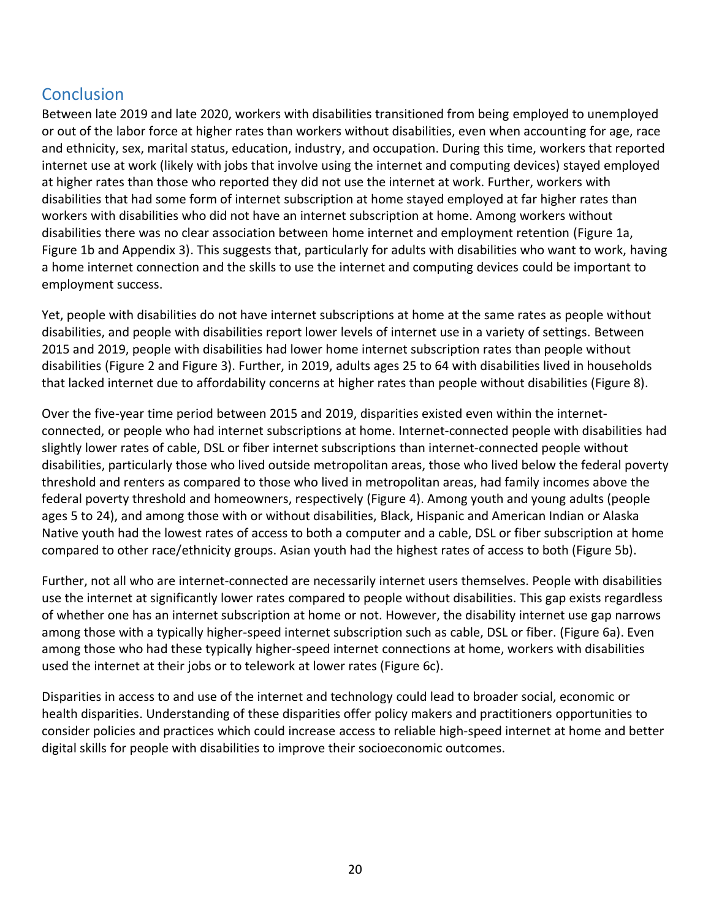## Conclusion

Between late 2019 and late 2020, workers with disabilities transitioned from being employed to unemployed or out of the labor force at higher rates than workers without disabilities, even when accounting for age, race and ethnicity, sex, marital status, education, industry, and occupation. During this time, workers that reported internet use at work (likely with jobs that involve using the internet and computing devices) stayed employed at higher rates than those who reported they did not use the internet at work. Further, workers with disabilities that had some form of internet subscription at home stayed employed at far higher rates than workers with disabilities who did not have an internet subscription at home. Among workers without disabilities there was no clear association between home internet and employment retention (Figure 1a, Figure 1b and Appendix 3). This suggests that, particularly for adults with disabilities who want to work, having a home internet connection and the skills to use the internet and computing devices could be important to employment success.

Yet, people with disabilities do not have internet subscriptions at home at the same rates as people without disabilities, and people with disabilities report lower levels of internet use in a variety of settings. Between 2015 and 2019, people with disabilities had lower home internet subscription rates than people without disabilities (Figure 2 and Figure 3). Further, in 2019, adults ages 25 to 64 with disabilities lived in households that lacked internet due to affordability concerns at higher rates than people without disabilities (Figure 8).

Over the five-year time period between 2015 and 2019, disparities existed even within the internet-connected, or people who had internet subscriptions at home. Internet-connected people with disabilities had slightly lower rates of cable, DSL or fiber internet subscriptions than internet-connected people without disabilities, particularly those who lived outside metropolitan areas, those who lived below the federal poverty threshold and renters as compared to those who lived in metropolitan areas, had family incomes above the federal poverty threshold and homeowners, respectively (Figure 4). Among youth and young adults (people ages 5 to 24), and among those with or without disabilities, Black, Hispanic and American Indian or Alaska Native youth had the lowest rates of access to both a computer and a cable, DSL or fiber subscription at home compared to other race/ethnicity groups. Asian youth had the highest rates of access to both (Figure 5b).

Further, not all who are internet-connected are necessarily internet users themselves. People with disabilities use the internet at significantly lower rates compared to people without disabilities. This gap exists regardless of whether one has an internet subscription at home or not. However, the disability internet use gap narrows among those with a typically higher-speed internet subscription such as cable, DSL or fiber. (Figure 6a). Even among those who had these typically higher-speed internet connections at home, workers with disabilities used the internet at their jobs or to telework at lower rates (Figure 6c).

Disparities in access to and use of the internet and technology could lead to broader social, economic or health disparities. Understanding of these disparities offer policy makers and practitioners opportunities to consider policies and practices which could increase access to reliable high-speed internet at home and better digital skills for people with disabilities to improve their socioeconomic outcomes.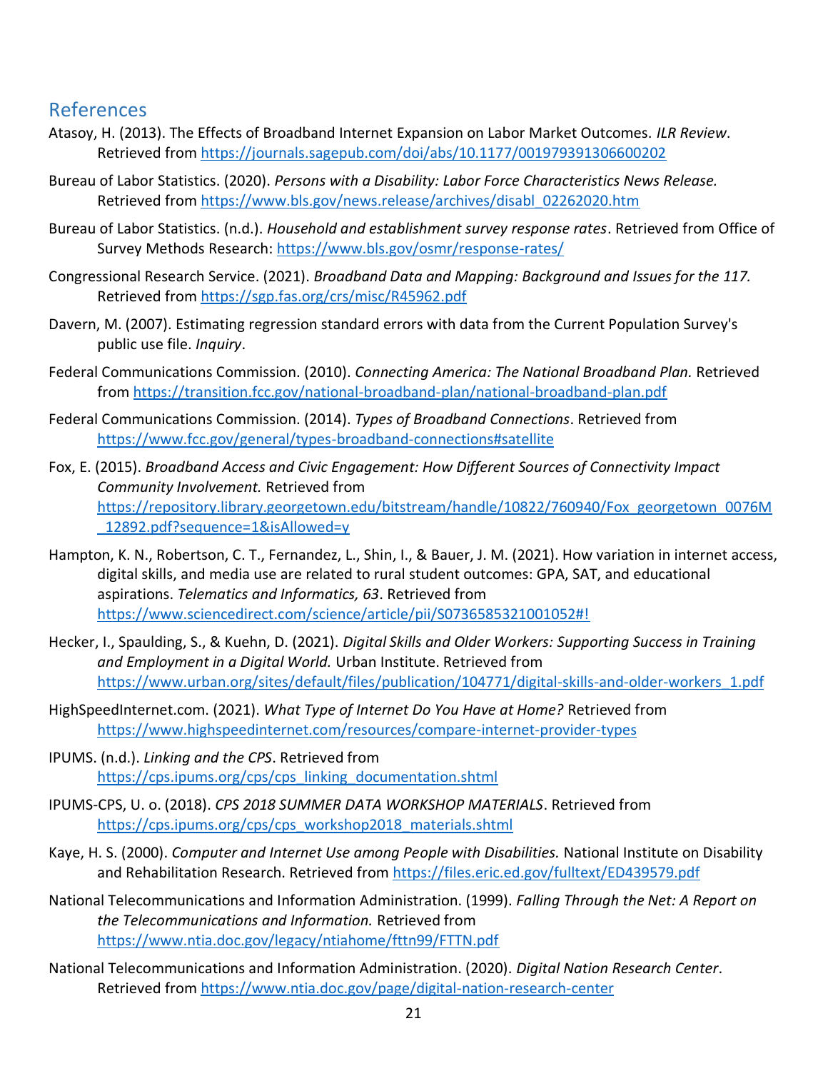## References

Atasoy, H. (2013). The Effects of Broadband Internet Expansion on Labor Market Outcomes. *ILR Review*. Retrieved from https://journals.sagepub.com/doi/abs/10.1177/001979391306600202

Bureau of Labor Statistics. (2020). *Persons with a Disability: Labor Force Characteristics News Release.* Retrieved from https://www.bls.gov/news.release/archives/disabl_02262020.htm

Bureau of Labor Statistics. (n.d.). *Household and establishment survey response rates*. Retrieved from Office of Survey Methods Research: https://www.bls.gov/osmr/response-rates/

Congressional Research Service. (2021). *Broadband Data and Mapping: Background and Issues for the 117.* Retrieved from https://sgp.fas.org/crs/misc/R45962.pdf

Davern, M. (2007). Estimating regression standard errors with data from the Current Population Survey's public use file. *Inquiry*.

Federal Communications Commission. (2010). *Connecting America: The National Broadband Plan.* Retrieved from https://transition.fcc.gov/national-broadband-plan/national-broadband-plan.pdf

Federal Communications Commission. (2014). *Types of Broadband Connections*. Retrieved from https://www.fcc.gov/general/types-broadband-connections#satellite

Fox, E. (2015). *Broadband Access and Civic Engagement: How Different Sources of Connectivity Impact Community Involvement.* Retrieved from https://repository.library.georgetown.edu/bitstream/handle/10822/760940/Fox_georgetown_0076M_12892.pdf?sequence=1&isAllowed=y

Hampton, K. N., Robertson, C. T., Fernandez, L., Shin, I., & Bauer, J. M. (2021). How variation in internet access, digital skills, and media use are related to rural student outcomes: GPA, SAT, and educational aspirations. *Telematics and Informatics, 63*. Retrieved from https://www.sciencedirect.com/science/article/pii/S0736585321001052#!

Hecker, I., Spaulding, S., & Kuehn, D. (2021). *Digital Skills and Older Workers: Supporting Success in Training and Employment in a Digital World.* Urban Institute. Retrieved from https://www.urban.org/sites/default/files/publication/104771/digital-skills-and-older-workers_1.pdf

HighSpeedInternet.com. (2021). *What Type of Internet Do You Have at Home?* Retrieved from https://www.highspeedinternet.com/resources/compare-internet-provider-types

IPUMS. (n.d.). *Linking and the CPS*. Retrieved from https://cps.ipums.org/cps/cps_linking_documentation.shtml

IPUMS-CPS, U. o. (2018). *CPS 2018 SUMMER DATA WORKSHOP MATERIALS*. Retrieved from https://cps.ipums.org/cps/cps_workshop2018_materials.shtml

Kaye, H. S. (2000). *Computer and Internet Use among People with Disabilities.* National Institute on Disability and Rehabilitation Research. Retrieved from https://files.eric.ed.gov/fulltext/ED439579.pdf

National Telecommunications and Information Administration. (1999). *Falling Through the Net: A Report on the Telecommunications and Information.* Retrieved from https://www.ntia.doc.gov/legacy/ntiahome/fttn99/FTTN.pdf

National Telecommunications and Information Administration. (2020). *Digital Nation Research Center*. Retrieved from https://www.ntia.doc.gov/page/digital-nation-research-center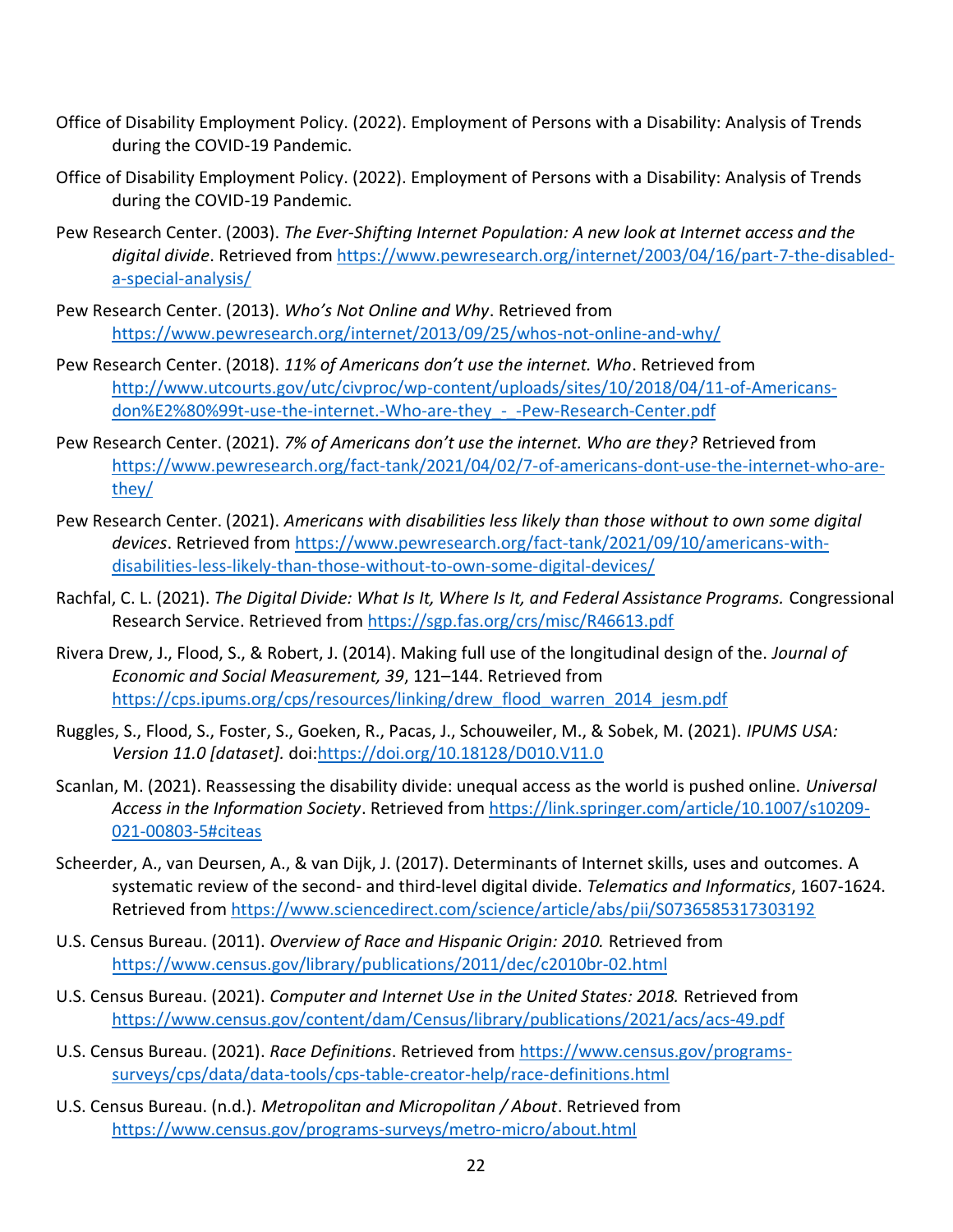Office of Disability Employment Policy. (2022). Employment of Persons with a Disability: Analysis of Trends during the COVID-19 Pandemic.

Office of Disability Employment Policy. (2022). Employment of Persons with a Disability: Analysis of Trends during the COVID-19 Pandemic.

Pew Research Center. (2003). *The Ever-Shifting Internet Population: A new look at Internet access and the digital divide*. Retrieved from https://www.pewresearch.org/internet/2003/04/16/part-7-the-disabled-a-special-analysis/

Pew Research Center. (2013). *Who's Not Online and Why*. Retrieved from https://www.pewresearch.org/internet/2013/09/25/whos-not-online-and-why/

Pew Research Center. (2018). *11% of Americans don't use the internet. Who*. Retrieved from http://www.utcourts.gov/utc/civproc/wp-content/uploads/sites/10/2018/04/11-of-Americans-don%E2%80%99t-use-the-internet.-Who-are-they_-_-Pew-Research-Center.pdf

Pew Research Center. (2021). *7% of Americans don't use the internet. Who are they?* Retrieved from https://www.pewresearch.org/fact-tank/2021/04/02/7-of-americans-dont-use-the-internet-who-are-they/

Pew Research Center. (2021). *Americans with disabilities less likely than those without to own some digital devices*. Retrieved from https://www.pewresearch.org/fact-tank/2021/09/10/americans-with-disabilities-less-likely-than-those-without-to-own-some-digital-devices/

Rachfal, C. L. (2021). *The Digital Divide: What Is It, Where Is It, and Federal Assistance Programs.* Congressional Research Service. Retrieved from https://sgp.fas.org/crs/misc/R46613.pdf

Rivera Drew, J., Flood, S., & Robert, J. (2014). Making full use of the longitudinal design of the. *Journal of Economic and Social Measurement, 39*, 121–144. Retrieved from https://cps.ipums.org/cps/resources/linking/drew_flood_warren_2014_jesm.pdf

Ruggles, S., Flood, S., Foster, S., Goeken, R., Pacas, J., Schouweiler, M., & Sobek, M. (2021). *IPUMS USA: Version 11.0 [dataset].* doi:https://doi.org/10.18128/D010.V11.0

Scanlan, M. (2021). Reassessing the disability divide: unequal access as the world is pushed online. *Universal Access in the Information Society*. Retrieved from https://link.springer.com/article/10.1007/s10209-021-00803-5#citeas

Scheerder, A., van Deursen, A., & van Dijk, J. (2017). Determinants of Internet skills, uses and outcomes. A systematic review of the second- and third-level digital divide. *Telematics and Informatics*, 1607-1624. Retrieved from https://www.sciencedirect.com/science/article/abs/pii/S0736585317303192

U.S. Census Bureau. (2011). *Overview of Race and Hispanic Origin: 2010.* Retrieved from https://www.census.gov/library/publications/2011/dec/c2010br-02.html

U.S. Census Bureau. (2021). *Computer and Internet Use in the United States: 2018.* Retrieved from https://www.census.gov/content/dam/Census/library/publications/2021/acs/acs-49.pdf

U.S. Census Bureau. (2021). *Race Definitions*. Retrieved from https://www.census.gov/programs-surveys/cps/data/data-tools/cps-table-creator-help/race-definitions.html

U.S. Census Bureau. (n.d.). *Metropolitan and Micropolitan / About*. Retrieved from https://www.census.gov/programs-surveys/metro-micro/about.html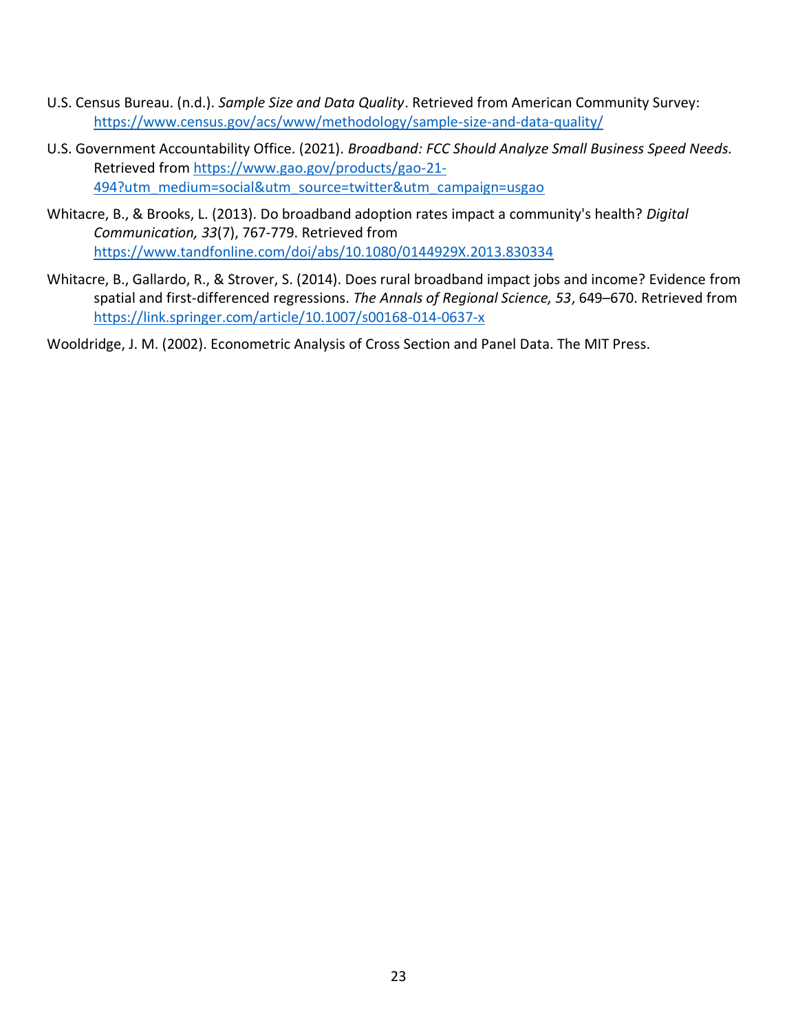U.S. Census Bureau. (n.d.). *Sample Size and Data Quality*. Retrieved from American Community Survey: https://www.census.gov/acs/www/methodology/sample-size-and-data-quality/

U.S. Government Accountability Office. (2021). *Broadband: FCC Should Analyze Small Business Speed Needs.* Retrieved from https://www.gao.gov/products/gao-21-494?utm_medium=social&utm_source=twitter&utm_campaign=usgao

Whitacre, B., & Brooks, L. (2013). Do broadband adoption rates impact a community's health? *Digital Communication, 33*(7), 767-779. Retrieved from https://www.tandfonline.com/doi/abs/10.1080/0144929X.2013.830334

Whitacre, B., Gallardo, R., & Strover, S. (2014). Does rural broadband impact jobs and income? Evidence from spatial and first-differenced regressions. *The Annals of Regional Science, 53*, 649–670. Retrieved from https://link.springer.com/article/10.1007/s00168-014-0637-x

Wooldridge, J. M. (2002). Econometric Analysis of Cross Section and Panel Data. The MIT Press.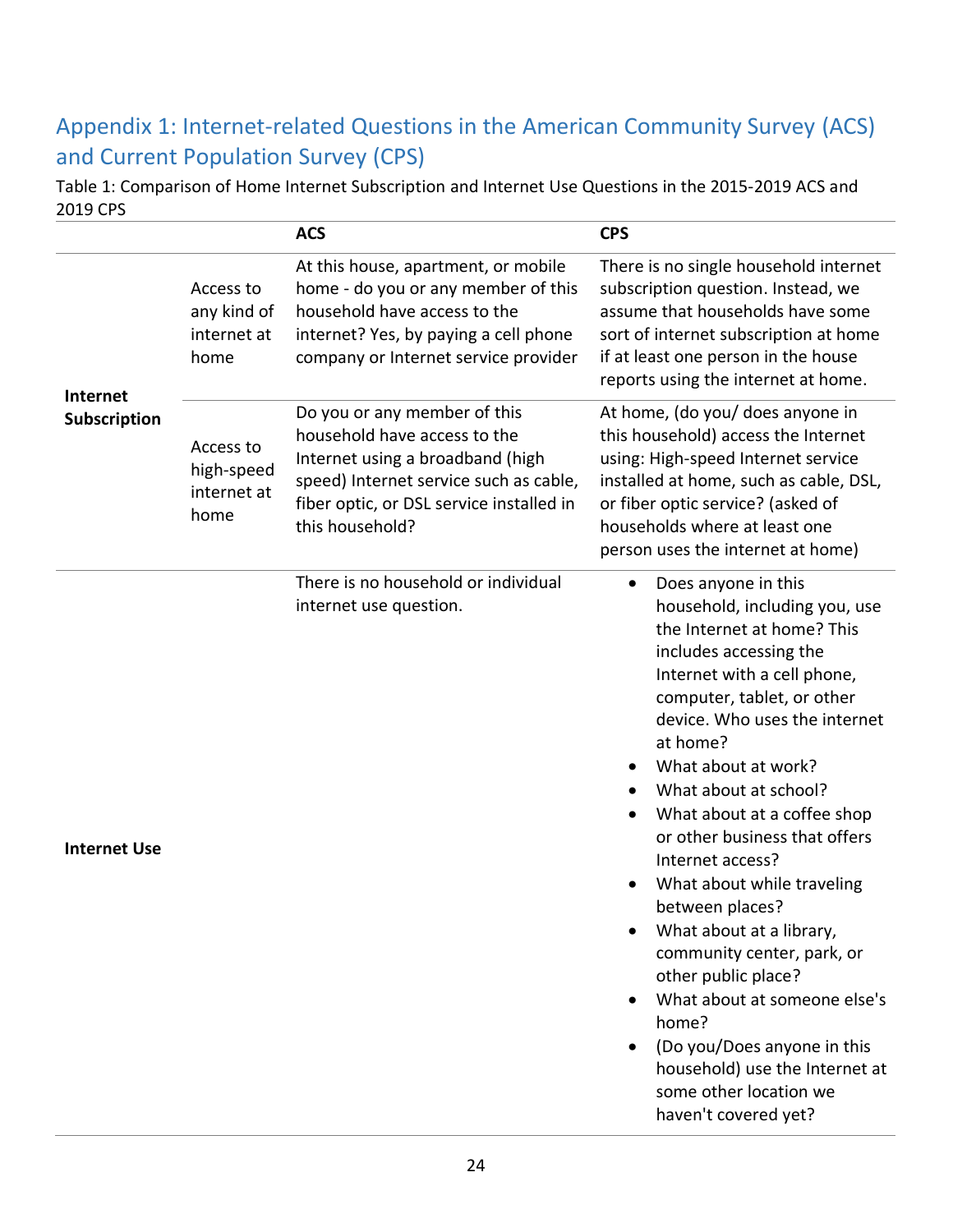## Appendix 1: Internet-related Questions in the American Community Survey (ACS) and Current Population Survey (CPS)

Table 1: Comparison of Home Internet Subscription and Internet Use Questions in the 2015-2019 ACS and 2019 CPS

| | | ACS | CPS |
|---|---|---|---|
| **Internet Subscription** | Access to any kind of internet at home | At this house, apartment, or mobile home - do you or any member of this household have access to the internet? Yes, by paying a cell phone company or Internet service provider | There is no single household internet subscription question. Instead, we assume that households have some sort of internet subscription at home if at least one person in the house reports using the internet at home. |
| | Access to high-speed internet at home | Do you or any member of this household have access to the Internet using a broadband (high speed) Internet service such as cable, fiber optic, or DSL service installed in this household? | At home, (do you/ does anyone in this household) access the Internet using: High-speed Internet service installed at home, such as cable, DSL, or fiber optic service? (asked of households where at least one person uses the internet at home) |
| **Internet Use** | | There is no household or individual internet use question. | • Does anyone in this household, including you, use the Internet at home? This includes accessing the Internet with a cell phone, computer, tablet, or other device. Who uses the internet at home?<br>• What about at work?<br>• What about at school?<br>• What about at a coffee shop or other business that offers Internet access?<br>• What about while traveling between places?<br>• What about at a library, community center, park, or other public place?<br>• What about at someone else's home?<br>• (Do you/Does anyone in this household) use the Internet at some other location we haven't covered yet? |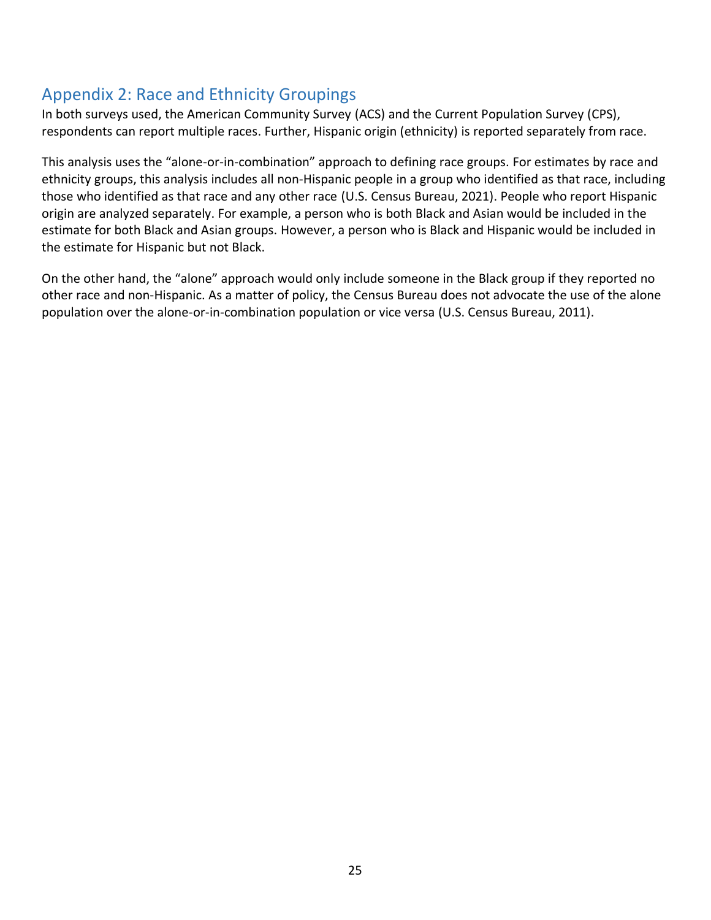## Appendix 2: Race and Ethnicity Groupings

In both surveys used, the American Community Survey (ACS) and the Current Population Survey (CPS), respondents can report multiple races. Further, Hispanic origin (ethnicity) is reported separately from race.

This analysis uses the "alone-or-in-combination" approach to defining race groups. For estimates by race and ethnicity groups, this analysis includes all non-Hispanic people in a group who identified as that race, including those who identified as that race and any other race (U.S. Census Bureau, 2021). People who report Hispanic origin are analyzed separately. For example, a person who is both Black and Asian would be included in the estimate for both Black and Asian groups. However, a person who is Black and Hispanic would be included in the estimate for Hispanic but not Black.

On the other hand, the "alone" approach would only include someone in the Black group if they reported no other race and non-Hispanic. As a matter of policy, the Census Bureau does not advocate the use of the alone population over the alone-or-in-combination population or vice versa (U.S. Census Bureau, 2011).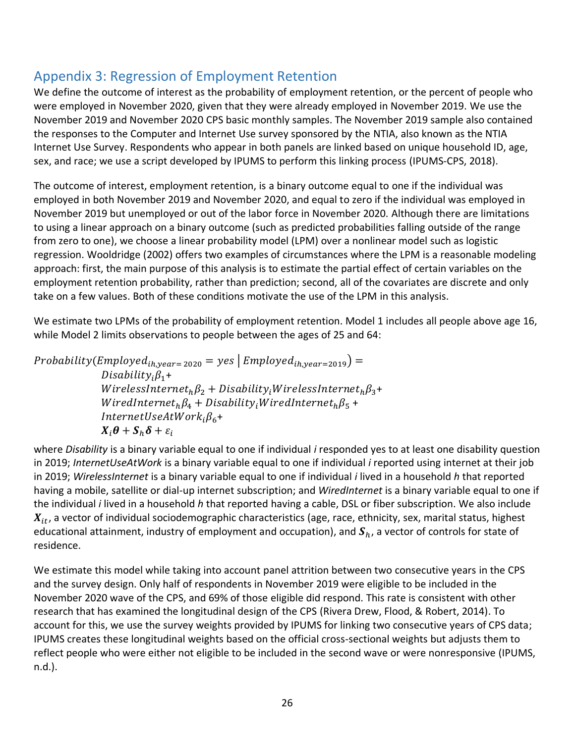## Appendix 3: Regression of Employment Retention

We define the outcome of interest as the probability of employment retention, or the percent of people who were employed in November 2020, given that they were already employed in November 2019. We use the November 2019 and November 2020 CPS basic monthly samples. The November 2019 sample also contained the responses to the Computer and Internet Use survey sponsored by the NTIA, also known as the NTIA Internet Use Survey. Respondents who appear in both panels are linked based on unique household ID, age, sex, and race; we use a script developed by IPUMS to perform this linking process (IPUMS-CPS, 2018).

The outcome of interest, employment retention, is a binary outcome equal to one if the individual was employed in both November 2019 and November 2020, and equal to zero if the individual was employed in November 2019 but unemployed or out of the labor force in November 2020. Although there are limitations to using a linear approach on a binary outcome (such as predicted probabilities falling outside of the range from zero to one), we choose a linear probability model (LPM) over a nonlinear model such as logistic regression. Wooldridge (2002) offers two examples of circumstances where the LPM is a reasonable modeling approach: first, the main purpose of this analysis is to estimate the partial effect of certain variables on the employment retention probability, rather than prediction; second, all of the covariates are discrete and only take on a few values. Both of these conditions motivate the use of the LPM in this analysis.

We estimate two LPMs of the probability of employment retention. Model 1 includes all people above age 16, while Model 2 limits observations to people between the ages of 25 and 64:

$$
\begin{aligned}
Probability(Employed_{ih,year=2020} = yes \mid Employed_{ih,year=2019}) = \\
Disability_i\beta_1 + \\
WirelessInternet_h\beta_2 + Disability_i WirelessInternet_h\beta_3 + \\
WiredInternet_h\beta_4 + Disability_i WiredInternet_h\beta_5 + \\
InternetUseAtWork_i\beta_6 + \\
\boldsymbol{X}_i\boldsymbol{\theta} + \boldsymbol{S}_h\boldsymbol{\delta} + \varepsilon_i
\end{aligned}
$$

where *Disability* is a binary variable equal to one if individual *i* responded yes to at least one disability question in 2019; *InternetUseAtWork* is a binary variable equal to one if individual *i* reported using internet at their job in 2019; *WirelessInternet* is a binary variable equal to one if individual *i* lived in a household *h* that reported having a mobile, satellite or dial-up internet subscription; and *WiredInternet* is a binary variable equal to one if the individual *i* lived in a household *h* that reported having a cable, DSL or fiber subscription. We also include $\boldsymbol{X}_{it}$, a vector of individual sociodemographic characteristics (age, race, ethnicity, sex, marital status, highest educational attainment, industry of employment and occupation), and $\boldsymbol{S}_h$, a vector of controls for state of residence.

We estimate this model while taking into account panel attrition between two consecutive years in the CPS and the survey design. Only half of respondents in November 2019 were eligible to be included in the November 2020 wave of the CPS, and 69% of those eligible did respond. This rate is consistent with other research that has examined the longitudinal design of the CPS (Rivera Drew, Flood, & Robert, 2014). To account for this, we use the survey weights provided by IPUMS for linking two consecutive years of CPS data; IPUMS creates these longitudinal weights based on the official cross-sectional weights but adjusts them to reflect people who were either not eligible to be included in the second wave or were nonresponsive (IPUMS, n.d.).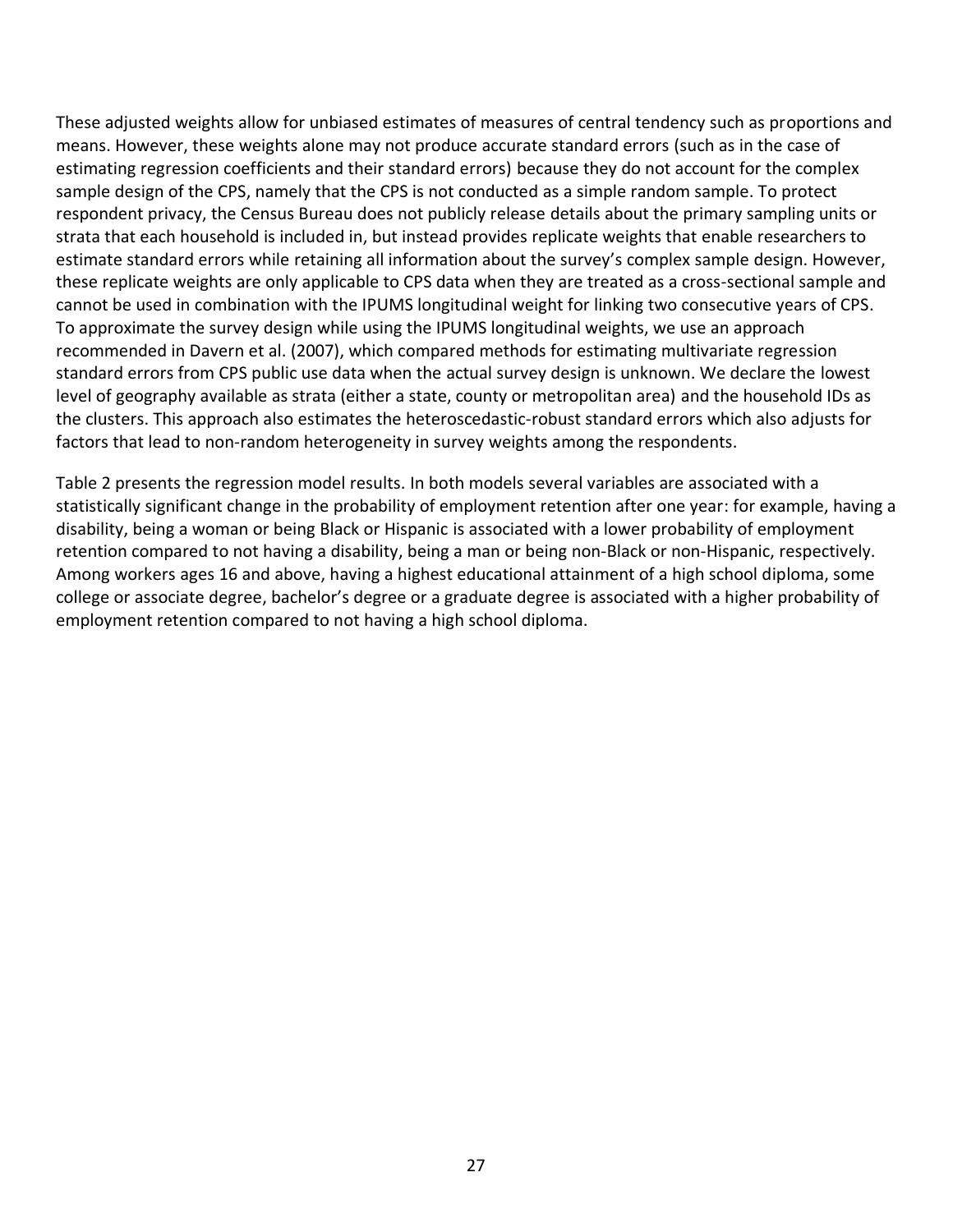These adjusted weights allow for unbiased estimates of measures of central tendency such as proportions and means. However, these weights alone may not produce accurate standard errors (such as in the case of estimating regression coefficients and their standard errors) because they do not account for the complex sample design of the CPS, namely that the CPS is not conducted as a simple random sample. To protect respondent privacy, the Census Bureau does not publicly release details about the primary sampling units or strata that each household is included in, but instead provides replicate weights that enable researchers to estimate standard errors while retaining all information about the survey's complex sample design. However, these replicate weights are only applicable to CPS data when they are treated as a cross-sectional sample and cannot be used in combination with the IPUMS longitudinal weight for linking two consecutive years of CPS. To approximate the survey design while using the IPUMS longitudinal weights, we use an approach recommended in Davern et al. (2007), which compared methods for estimating multivariate regression standard errors from CPS public use data when the actual survey design is unknown. We declare the lowest level of geography available as strata (either a state, county or metropolitan area) and the household IDs as the clusters. This approach also estimates the heteroscedastic-robust standard errors which also adjusts for factors that lead to non-random heterogeneity in survey weights among the respondents.

Table 2 presents the regression model results. In both models several variables are associated with a statistically significant change in the probability of employment retention after one year: for example, having a disability, being a woman or being Black or Hispanic is associated with a lower probability of employment retention compared to not having a disability, being a man or being non-Black or non-Hispanic, respectively. Among workers ages 16 and above, having a highest educational attainment of a high school diploma, some college or associate degree, bachelor's degree or a graduate degree is associated with a higher probability of employment retention compared to not having a high school diploma.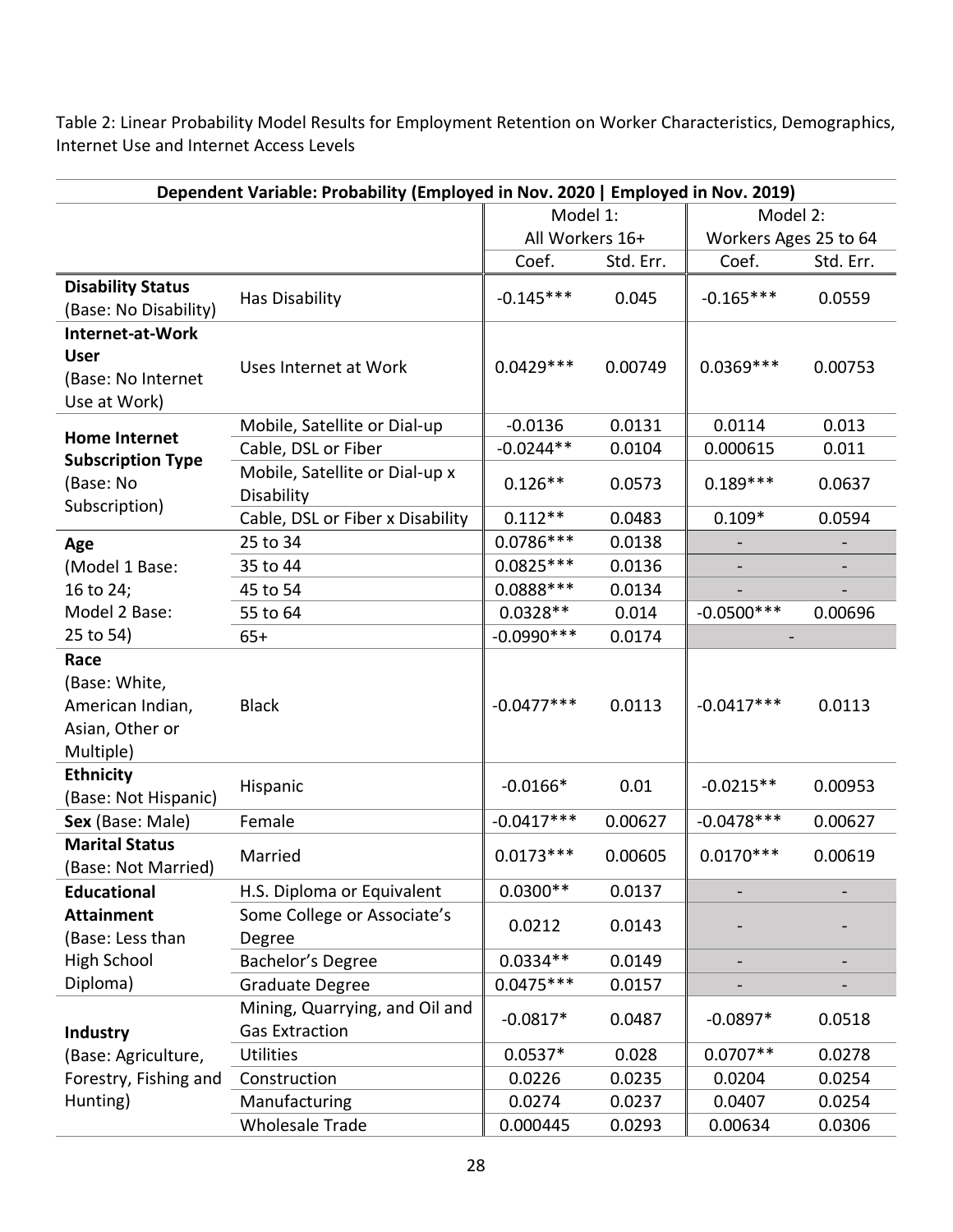Table 2: Linear Probability Model Results for Employment Retention on Worker Characteristics, Demographics, Internet Use and Internet Access Levels

| Dependent Variable: Probability (Employed in Nov. 2020 \| Employed in Nov. 2019) | | | | | |
|---|---|---|---|---|---|
| | | Model 1: All Workers 16+ | | Model 2: Workers Ages 25 to 64 | |
| | | Coef. | Std. Err. | Coef. | Std. Err. |
| **Disability Status** (Base: No Disability) | Has Disability | -0.145*** | 0.045 | -0.165*** | 0.0559 |
| **Internet-at-Work User** (Base: No Internet Use at Work) | Uses Internet at Work | 0.0429*** | 0.00749 | 0.0369*** | 0.00753 |
| **Home Internet Subscription Type** (Base: No Subscription) | Mobile, Satellite or Dial-up | -0.0136 | 0.0131 | 0.0114 | 0.013 |
| | Cable, DSL or Fiber | -0.0244** | 0.0104 | 0.000615 | 0.011 |
| | Mobile, Satellite or Dial-up x Disability | 0.126** | 0.0573 | 0.189*** | 0.0637 |
| | Cable, DSL or Fiber x Disability | 0.112** | 0.0483 | 0.109* | 0.0594 |
| **Age** (Model 1 Base: 16 to 24; Model 2 Base: 25 to 54) | 25 to 34 | 0.0786*** | 0.0138 | - | - |
| | 35 to 44 | 0.0825*** | 0.0136 | - | - |
| | 45 to 54 | 0.0888*** | 0.0134 | - | - |
| | 55 to 64 | 0.0328** | 0.014 | -0.0500*** | 0.00696 |
| | 65+ | -0.0990*** | 0.0174 | - | |
| **Race** (Base: White, American Indian, Asian, Other or Multiple) | Black | -0.0477*** | 0.0113 | -0.0417*** | 0.0113 |
| **Ethnicity** (Base: Not Hispanic) | Hispanic | -0.0166* | 0.01 | -0.0215** | 0.00953 |
| **Sex** (Base: Male) | Female | -0.0417*** | 0.00627 | -0.0478*** | 0.00627 |
| **Marital Status** (Base: Not Married) | Married | 0.0173*** | 0.00605 | 0.0170*** | 0.00619 |
| **Educational Attainment** (Base: Less than High School Diploma) | H.S. Diploma or Equivalent | 0.0300** | 0.0137 | - | - |
| | Some College or Associate's Degree | 0.0212 | 0.0143 | - | - |
| | Bachelor's Degree | 0.0334** | 0.0149 | - | - |
| | Graduate Degree | 0.0475*** | 0.0157 | - | - |
| **Industry** (Base: Agriculture, Forestry, Fishing and Hunting) | Mining, Quarrying, and Oil and Gas Extraction | -0.0817* | 0.0487 | -0.0897* | 0.0518 |
| | Utilities | 0.0537* | 0.028 | 0.0707** | 0.0278 |
| | Construction | 0.0226 | 0.0235 | 0.0204 | 0.0254 |
| | Manufacturing | 0.0274 | 0.0237 | 0.0407 | 0.0254 |
| | Wholesale Trade | 0.000445 | 0.0293 | 0.00634 | 0.0306 |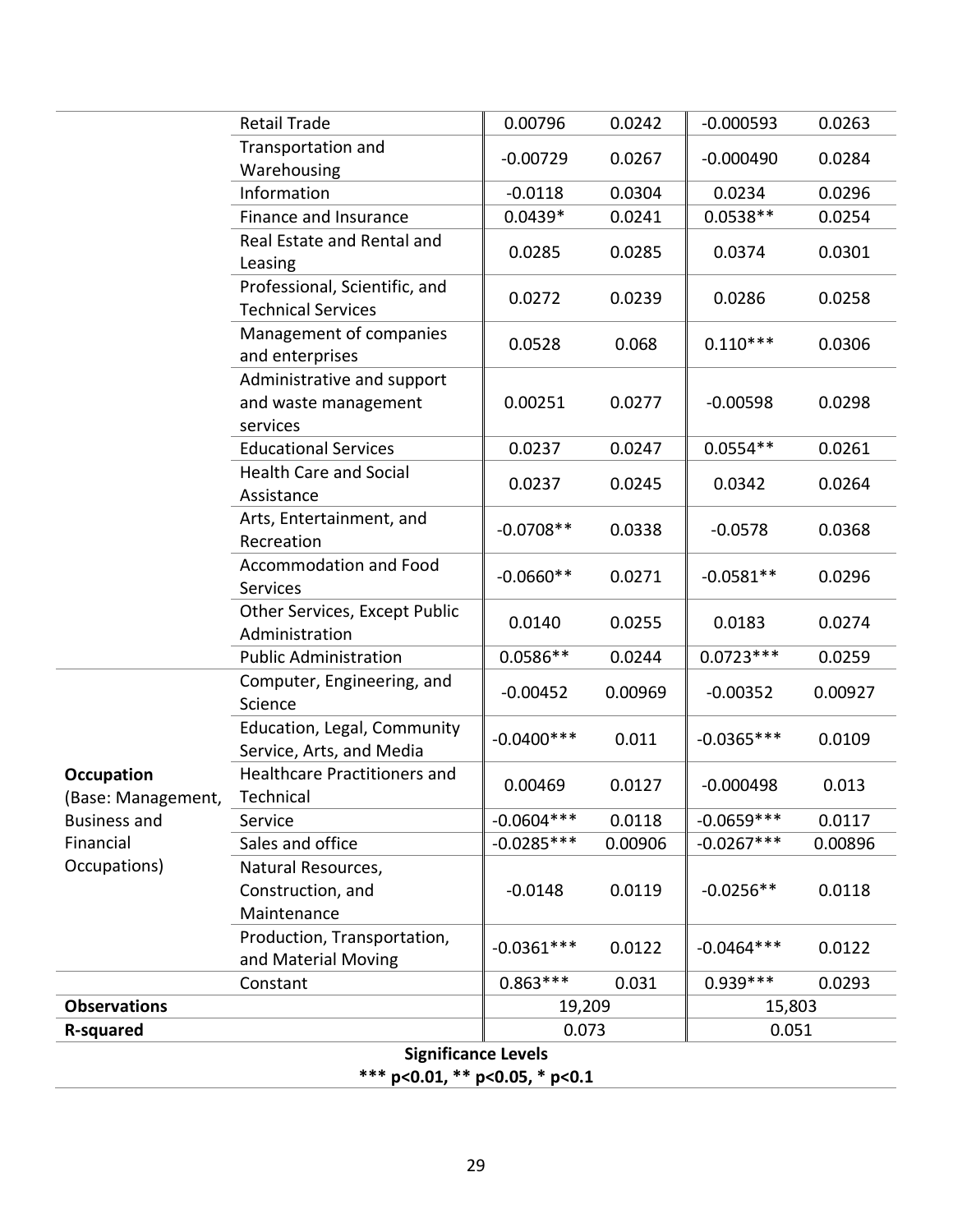| | | | | | |
|---|---|---|---|---|---|
| | Retail Trade | 0.00796 | 0.0242 | -0.000593 | 0.0263 |
| | Transportation and Warehousing | -0.00729 | 0.0267 | -0.000490 | 0.0284 |
| | Information | -0.0118 | 0.0304 | 0.0234 | 0.0296 |
| | Finance and Insurance | 0.0439* | 0.0241 | 0.0538** | 0.0254 |
| | Real Estate and Rental and Leasing | 0.0285 | 0.0285 | 0.0374 | 0.0301 |
| | Professional, Scientific, and Technical Services | 0.0272 | 0.0239 | 0.0286 | 0.0258 |
| | Management of companies and enterprises | 0.0528 | 0.068 | 0.110*** | 0.0306 |
| | Administrative and support and waste management services | 0.00251 | 0.0277 | -0.00598 | 0.0298 |
| | Educational Services | 0.0237 | 0.0247 | 0.0554** | 0.0261 |
| | Health Care and Social Assistance | 0.0237 | 0.0245 | 0.0342 | 0.0264 |
| | Arts, Entertainment, and Recreation | -0.0708** | 0.0338 | -0.0578 | 0.0368 |
| | Accommodation and Food Services | -0.0660** | 0.0271 | -0.0581** | 0.0296 |
| | Other Services, Except Public Administration | 0.0140 | 0.0255 | 0.0183 | 0.0274 |
| | Public Administration | 0.0586** | 0.0244 | 0.0723*** | 0.0259 |
| **Occupation** (Base: Management, Business and Financial Occupations) | Computer, Engineering, and Science | -0.00452 | 0.00969 | -0.00352 | 0.00927 |
| | Education, Legal, Community Service, Arts, and Media | -0.0400*** | 0.011 | -0.0365*** | 0.0109 |
| | Healthcare Practitioners and Technical | 0.00469 | 0.0127 | -0.000498 | 0.013 |
| | Service | -0.0604*** | 0.0118 | -0.0659*** | 0.0117 |
| | Sales and office | -0.0285*** | 0.00906 | -0.0267*** | 0.00896 |
| | Natural Resources, Construction, and Maintenance | -0.0148 | 0.0119 | -0.0256** | 0.0118 |
| | Production, Transportation, and Material Moving | -0.0361*** | 0.0122 | -0.0464*** | 0.0122 |
| | Constant | 0.863*** | 0.031 | 0.939*** | 0.0293 |
| **Observations** | | 19,209 | | 15,803 | |
| **R-squared** | | 0.073 | | 0.051 | |

**Significance Levels**
**\*\*\* p<0.01, \*\* p<0.05, \* p<0.1**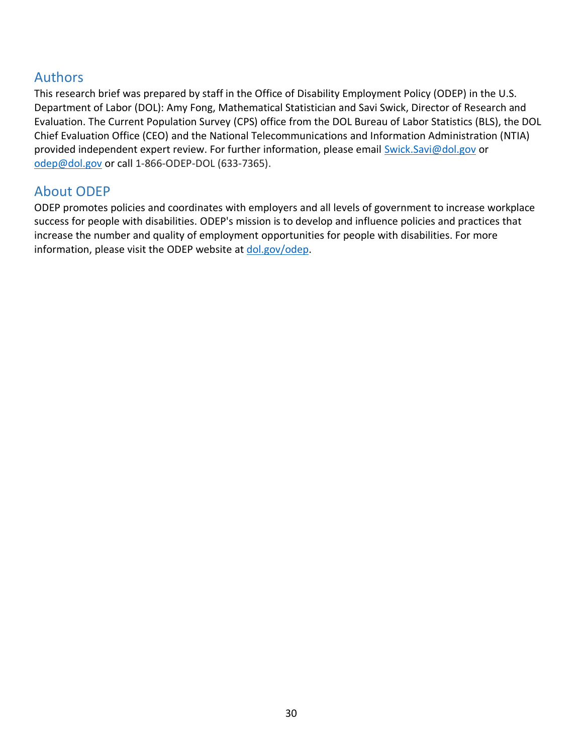## Authors

This research brief was prepared by staff in the Office of Disability Employment Policy (ODEP) in the U.S. Department of Labor (DOL): Amy Fong, Mathematical Statistician and Savi Swick, Director of Research and Evaluation. The Current Population Survey (CPS) office from the DOL Bureau of Labor Statistics (BLS), the DOL Chief Evaluation Office (CEO) and the National Telecommunications and Information Administration (NTIA) provided independent expert review. For further information, please email [Swick.Savi@dol.gov](mailto:Swick.Savi@dol.gov) or [odep@dol.gov](mailto:odep@dol.gov) or call 1-866-ODEP-DOL (633-7365).

## About ODEP

ODEP promotes policies and coordinates with employers and all levels of government to increase workplace success for people with disabilities. ODEP's mission is to develop and influence policies and practices that increase the number and quality of employment opportunities for people with disabilities. For more information, please visit the ODEP website at [dol.gov/odep](https://dol.gov/odep).